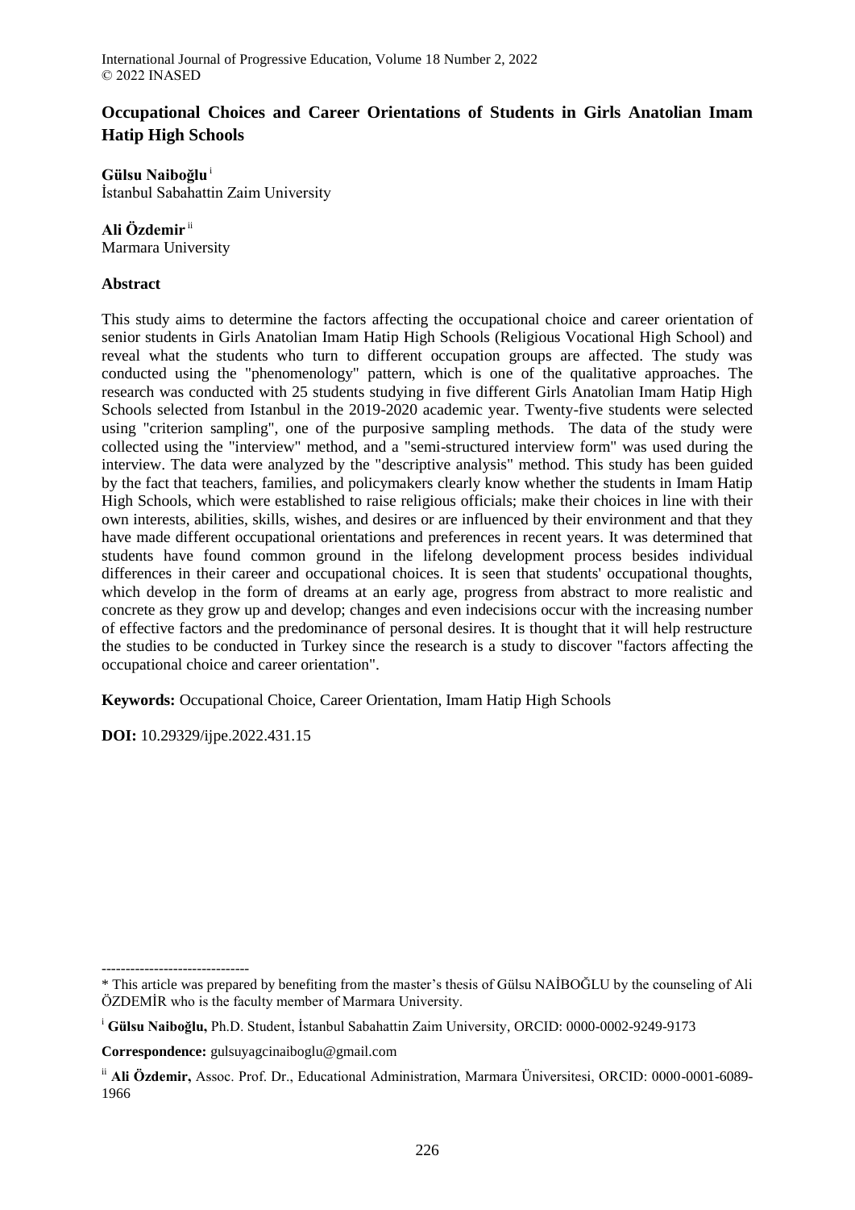# Occupational Choices and Career Orientations of Students in Girls Anatolian Imam Hatip High Schools

**Gülsu Naiboğlu** [i]
İstanbul Sabahattin Zaim University

**Ali Özdemir** [ii]
Marmara University

## Abstract

This study aims to determine the factors affecting the occupational choice and career orientation of senior students in Girls Anatolian Imam Hatip High Schools (Religious Vocational High School) and reveal what the students who turn to different occupation groups are affected. The study was conducted using the "phenomenology" pattern, which is one of the qualitative approaches. The research was conducted with 25 students studying in five different Girls Anatolian Imam Hatip High Schools selected from Istanbul in the 2019-2020 academic year. Twenty-five students were selected using "criterion sampling", one of the purposive sampling methods. The data of the study were collected using the "interview" method, and a "semi-structured interview form" was used during the interview. The data were analyzed by the "descriptive analysis" method. This study has been guided by the fact that teachers, families, and policymakers clearly know whether the students in Imam Hatip High Schools, which were established to raise religious officials; make their choices in line with their own interests, abilities, skills, wishes, and desires or are influenced by their environment and that they have made different occupational orientations and preferences in recent years. It was determined that students have found common ground in the lifelong development process besides individual differences in their career and occupational choices. It is seen that students' occupational thoughts, which develop in the form of dreams at an early age, progress from abstract to more realistic and concrete as they grow up and develop; changes and even indecisions occur with the increasing number of effective factors and the predominance of personal desires. It is thought that it will help restructure the studies to be conducted in Turkey since the research is a study to discover "factors affecting the occupational choice and career orientation".

**Keywords:** Occupational Choice, Career Orientation, Imam Hatip High Schools

**DOI:** 10.29329/ijpe.2022.431.15

-------------------------------

* This article was prepared by benefiting from the master's thesis of Gülsu NAİBOĞLU by the counseling of Ali ÖZDEMİR who is the faculty member of Marmara University.

[i] **Gülsu Naiboğlu,** Ph.D. Student, İstanbul Sabahattin Zaim University, ORCID: 0000-0002-9249-9173

**Correspondence:** gulsuyagcinaiboglu@gmail.com

[ii] **Ali Özdemir,** Assoc. Prof. Dr., Educational Administration, Marmara Üniversitesi, ORCID: 0000-0001-6089-1966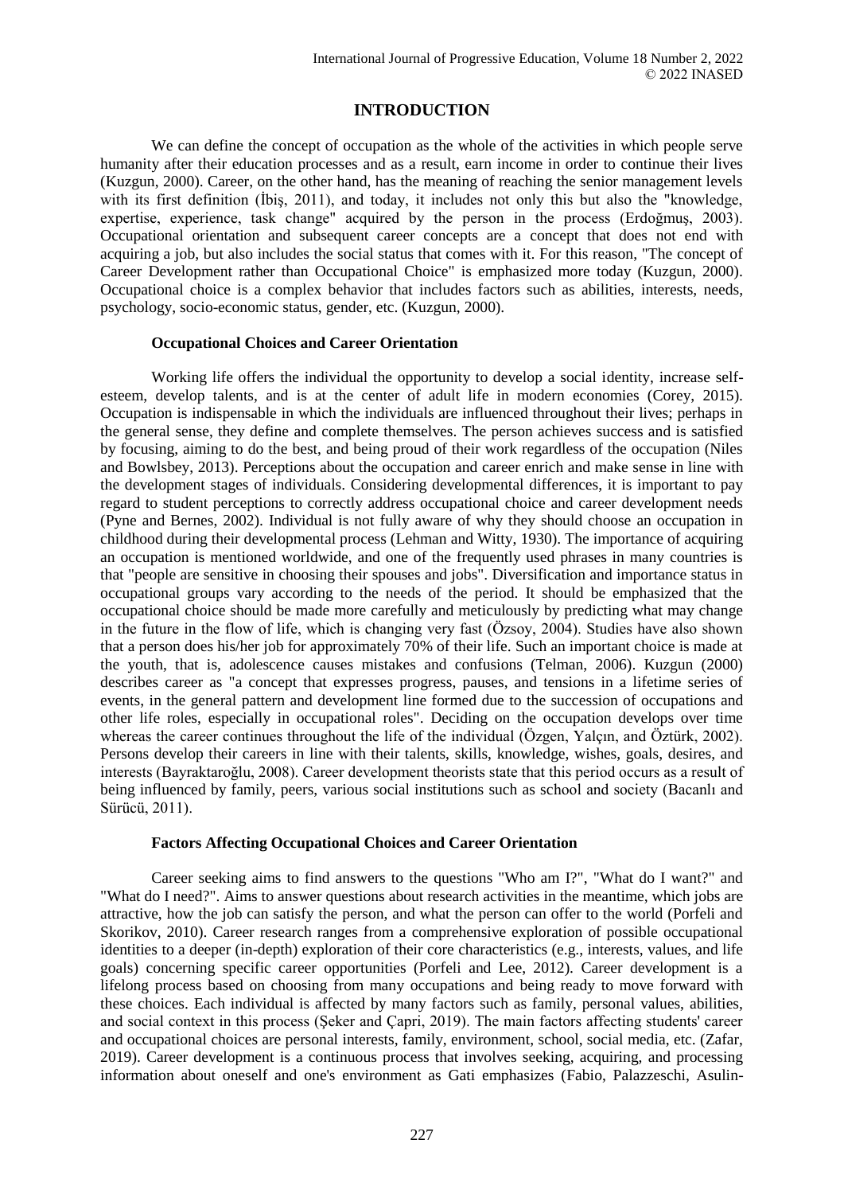# INTRODUCTION

We can define the concept of occupation as the whole of the activities in which people serve humanity after their education processes and as a result, earn income in order to continue their lives (Kuzgun, 2000). Career, on the other hand, has the meaning of reaching the senior management levels with its first definition (İbiş, 2011), and today, it includes not only this but also the "knowledge, expertise, experience, task change" acquired by the person in the process (Erdoğmuş, 2003). Occupational orientation and subsequent career concepts are a concept that does not end with acquiring a job, but also includes the social status that comes with it. For this reason, "The concept of Career Development rather than Occupational Choice" is emphasized more today (Kuzgun, 2000). Occupational choice is a complex behavior that includes factors such as abilities, interests, needs, psychology, socio-economic status, gender, etc. (Kuzgun, 2000).

## Occupational Choices and Career Orientation

Working life offers the individual the opportunity to develop a social identity, increase self-esteem, develop talents, and is at the center of adult life in modern economies (Corey, 2015). Occupation is indispensable in which the individuals are influenced throughout their lives; perhaps in the general sense, they define and complete themselves. The person achieves success and is satisfied by focusing, aiming to do the best, and being proud of their work regardless of the occupation (Niles and Bowlsbey, 2013). Perceptions about the occupation and career enrich and make sense in line with the development stages of individuals. Considering developmental differences, it is important to pay regard to student perceptions to correctly address occupational choice and career development needs (Pyne and Bernes, 2002). Individual is not fully aware of why they should choose an occupation in childhood during their developmental process (Lehman and Witty, 1930). The importance of acquiring an occupation is mentioned worldwide, and one of the frequently used phrases in many countries is that "people are sensitive in choosing their spouses and jobs". Diversification and importance status in occupational groups vary according to the needs of the period. It should be emphasized that the occupational choice should be made more carefully and meticulously by predicting what may change in the future in the flow of life, which is changing very fast (Özsoy, 2004). Studies have also shown that a person does his/her job for approximately 70% of their life. Such an important choice is made at the youth, that is, adolescence causes mistakes and confusions (Telman, 2006). Kuzgun (2000) describes career as "a concept that expresses progress, pauses, and tensions in a lifetime series of events, in the general pattern and development line formed due to the succession of occupations and other life roles, especially in occupational roles". Deciding on the occupation develops over time whereas the career continues throughout the life of the individual (Özgen, Yalçın, and Öztürk, 2002). Persons develop their careers in line with their talents, skills, knowledge, wishes, goals, desires, and interests (Bayraktaroğlu, 2008). Career development theorists state that this period occurs as a result of being influenced by family, peers, various social institutions such as school and society (Bacanlı and Sürücü, 2011).

## Factors Affecting Occupational Choices and Career Orientation

Career seeking aims to find answers to the questions "Who am I?", "What do I want?" and "What do I need?". Aims to answer questions about research activities in the meantime, which jobs are attractive, how the job can satisfy the person, and what the person can offer to the world (Porfeli and Skorikov, 2010). Career research ranges from a comprehensive exploration of possible occupational identities to a deeper (in-depth) exploration of their core characteristics (e.g., interests, values, and life goals) concerning specific career opportunities (Porfeli and Lee, 2012). Career development is a lifelong process based on choosing from many occupations and being ready to move forward with these choices. Each individual is affected by many factors such as family, personal values, abilities, and social context in this process (Şeker and Çapri, 2019). The main factors affecting students' career and occupational choices are personal interests, family, environment, school, social media, etc. (Zafar, 2019). Career development is a continuous process that involves seeking, acquiring, and processing information about oneself and one's environment as Gati emphasizes (Fabio, Palazzeschi, Asulin-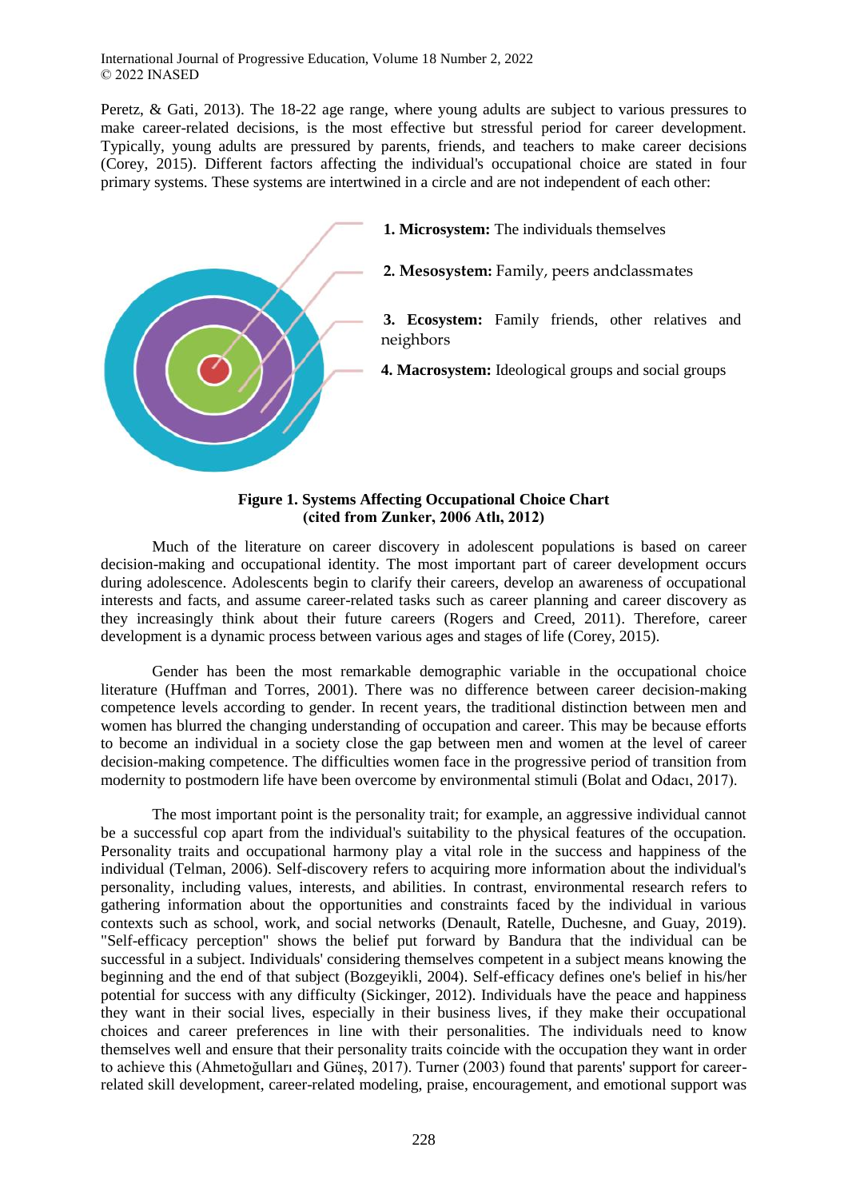Peretz, & Gati, 2013). The 18-22 age range, where young adults are subject to various pressures to make career-related decisions, is the most effective but stressful period for career development. Typically, young adults are pressured by parents, friends, and teachers to make career decisions (Corey, 2015). Different factors affecting the individual's occupational choice are stated in four primary systems. These systems are intertwined in a circle and are not independent of each other:

1. **Microsystem:** The individuals themselves
2. **Mesosystem:** Family, peers andclassmates
3. **Ecosystem:** Family friends, other relatives and neighbors
4. **Macrosystem:** Ideological groups and social groups

**Figure 1. Systems Affecting Occupational Choice Chart (cited from Zunker, 2006 Atlı, 2012)**

Much of the literature on career discovery in adolescent populations is based on career decision-making and occupational identity. The most important part of career development occurs during adolescence. Adolescents begin to clarify their careers, develop an awareness of occupational interests and facts, and assume career-related tasks such as career planning and career discovery as they increasingly think about their future careers (Rogers and Creed, 2011). Therefore, career development is a dynamic process between various ages and stages of life (Corey, 2015).

Gender has been the most remarkable demographic variable in the occupational choice literature (Huffman and Torres, 2001). There was no difference between career decision-making competence levels according to gender. In recent years, the traditional distinction between men and women has blurred the changing understanding of occupation and career. This may be because efforts to become an individual in a society close the gap between men and women at the level of career decision-making competence. The difficulties women face in the progressive period of transition from modernity to postmodern life have been overcome by environmental stimuli (Bolat and Odacı, 2017).

The most important point is the personality trait; for example, an aggressive individual cannot be a successful cop apart from the individual's suitability to the physical features of the occupation. Personality traits and occupational harmony play a vital role in the success and happiness of the individual (Telman, 2006). Self-discovery refers to acquiring more information about the individual's personality, including values, interests, and abilities. In contrast, environmental research refers to gathering information about the opportunities and constraints faced by the individual in various contexts such as school, work, and social networks (Denault, Ratelle, Duchesne, and Guay, 2019). "Self-efficacy perception" shows the belief put forward by Bandura that the individual can be successful in a subject. Individuals' considering themselves competent in a subject means knowing the beginning and the end of that subject (Bozgeyikli, 2004). Self-efficacy defines one's belief in his/her potential for success with any difficulty (Sickinger, 2012). Individuals have the peace and happiness they want in their social lives, especially in their business lives, if they make their occupational choices and career preferences in line with their personalities. The individuals need to know themselves well and ensure that their personality traits coincide with the occupation they want in order to achieve this (Ahmetoğulları and Güneş, 2017). Turner (2003) found that parents' support for career-related skill development, career-related modeling, praise, encouragement, and emotional support was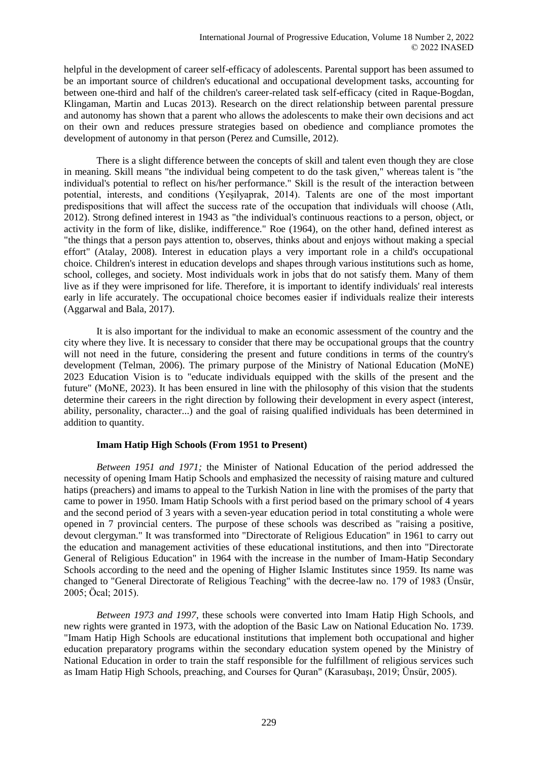helpful in the development of career self-efficacy of adolescents. Parental support has been assumed to be an important source of children's educational and occupational development tasks, accounting for between one-third and half of the children's career-related task self-efficacy (cited in Raque-Bogdan, Klingaman, Martin and Lucas 2013). Research on the direct relationship between parental pressure and autonomy has shown that a parent who allows the adolescents to make their own decisions and act on their own and reduces pressure strategies based on obedience and compliance promotes the development of autonomy in that person (Perez and Cumsille, 2012).

There is a slight difference between the concepts of skill and talent even though they are close in meaning. Skill means "the individual being competent to do the task given," whereas talent is "the individual's potential to reflect on his/her performance." Skill is the result of the interaction between potential, interests, and conditions (Yeşilyaprak, 2014). Talents are one of the most important predispositions that will affect the success rate of the occupation that individuals will choose (Atlı, 2012). Strong defined interest in 1943 as "the individual's continuous reactions to a person, object, or activity in the form of like, dislike, indifference." Roe (1964), on the other hand, defined interest as "the things that a person pays attention to, observes, thinks about and enjoys without making a special effort" (Atalay, 2008). Interest in education plays a very important role in a child's occupational choice. Children's interest in education develops and shapes through various institutions such as home, school, colleges, and society. Most individuals work in jobs that do not satisfy them. Many of them live as if they were imprisoned for life. Therefore, it is important to identify individuals' real interests early in life accurately. The occupational choice becomes easier if individuals realize their interests (Aggarwal and Bala, 2017).

It is also important for the individual to make an economic assessment of the country and the city where they live. It is necessary to consider that there may be occupational groups that the country will not need in the future, considering the present and future conditions in terms of the country's development (Telman, 2006). The primary purpose of the Ministry of National Education (MoNE) 2023 Education Vision is to "educate individuals equipped with the skills of the present and the future" (MoNE, 2023). It has been ensured in line with the philosophy of this vision that the students determine their careers in the right direction by following their development in every aspect (interest, ability, personality, character...) and the goal of raising qualified individuals has been determined in addition to quantity.

**Imam Hatip High Schools (From 1951 to Present)**

*Between 1951 and 1971;* the Minister of National Education of the period addressed the necessity of opening Imam Hatip Schools and emphasized the necessity of raising mature and cultured hatips (preachers) and imams to appeal to the Turkish Nation in line with the promises of the party that came to power in 1950. Imam Hatip Schools with a first period based on the primary school of 4 years and the second period of 3 years with a seven-year education period in total constituting a whole were opened in 7 provincial centers. The purpose of these schools was described as "raising a positive, devout clergyman." It was transformed into "Directorate of Religious Education" in 1961 to carry out the education and management activities of these educational institutions, and then into "Directorate General of Religious Education" in 1964 with the increase in the number of Imam-Hatip Secondary Schools according to the need and the opening of Higher Islamic Institutes since 1959. Its name was changed to "General Directorate of Religious Teaching" with the decree-law no. 179 of 1983 (Ünsür, 2005; Öcal; 2015).

*Between 1973 and 1997*, these schools were converted into Imam Hatip High Schools, and new rights were granted in 1973, with the adoption of the Basic Law on National Education No. 1739. "Imam Hatip High Schools are educational institutions that implement both occupational and higher education preparatory programs within the secondary education system opened by the Ministry of National Education in order to train the staff responsible for the fulfillment of religious services such as Imam Hatip High Schools, preaching, and Courses for Quran" (Karasubaşı, 2019; Ünsür, 2005).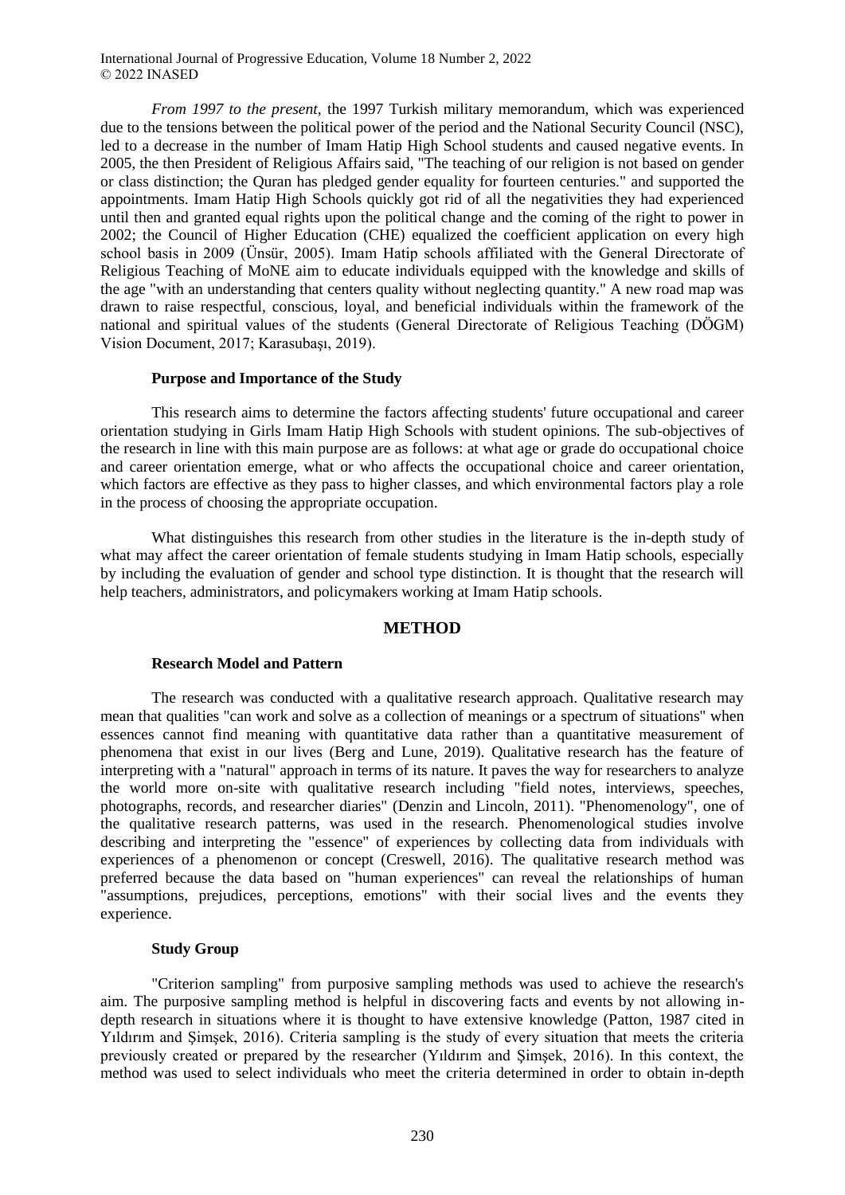*From 1997 to the present,* the 1997 Turkish military memorandum, which was experienced due to the tensions between the political power of the period and the National Security Council (NSC), led to a decrease in the number of Imam Hatip High School students and caused negative events. In 2005, the then President of Religious Affairs said, "The teaching of our religion is not based on gender or class distinction; the Quran has pledged gender equality for fourteen centuries." and supported the appointments. Imam Hatip High Schools quickly got rid of all the negativities they had experienced until then and granted equal rights upon the political change and the coming of the right to power in 2002; the Council of Higher Education (CHE) equalized the coefficient application on every high school basis in 2009 (Ünsür, 2005). Imam Hatip schools affiliated with the General Directorate of Religious Teaching of MoNE aim to educate individuals equipped with the knowledge and skills of the age "with an understanding that centers quality without neglecting quantity." A new road map was drawn to raise respectful, conscious, loyal, and beneficial individuals within the framework of the national and spiritual values of the students (General Directorate of Religious Teaching (DÖGM) Vision Document, 2017; Karasubaşı, 2019).

### Purpose and Importance of the Study

This research aims to determine the factors affecting students' future occupational and career orientation studying in Girls Imam Hatip High Schools with student opinions. The sub-objectives of the research in line with this main purpose are as follows: at what age or grade do occupational choice and career orientation emerge, what or who affects the occupational choice and career orientation, which factors are effective as they pass to higher classes, and which environmental factors play a role in the process of choosing the appropriate occupation.

What distinguishes this research from other studies in the literature is the in-depth study of what may affect the career orientation of female students studying in Imam Hatip schools, especially by including the evaluation of gender and school type distinction. It is thought that the research will help teachers, administrators, and policymakers working at Imam Hatip schools.

## METHOD

### Research Model and Pattern

The research was conducted with a qualitative research approach. Qualitative research may mean that qualities "can work and solve as a collection of meanings or a spectrum of situations" when essences cannot find meaning with quantitative data rather than a quantitative measurement of phenomena that exist in our lives (Berg and Lune, 2019). Qualitative research has the feature of interpreting with a "natural" approach in terms of its nature. It paves the way for researchers to analyze the world more on-site with qualitative research including "field notes, interviews, speeches, photographs, records, and researcher diaries" (Denzin and Lincoln, 2011). "Phenomenology", one of the qualitative research patterns, was used in the research. Phenomenological studies involve describing and interpreting the "essence" of experiences by collecting data from individuals with experiences of a phenomenon or concept (Creswell, 2016). The qualitative research method was preferred because the data based on "human experiences" can reveal the relationships of human "assumptions, prejudices, perceptions, emotions" with their social lives and the events they experience.

### Study Group

"Criterion sampling" from purposive sampling methods was used to achieve the research's aim. The purposive sampling method is helpful in discovering facts and events by not allowing in-depth research in situations where it is thought to have extensive knowledge (Patton, 1987 cited in Yıldırım and Şimşek, 2016). Criteria sampling is the study of every situation that meets the criteria previously created or prepared by the researcher (Yıldırım and Şimşek, 2016). In this context, the method was used to select individuals who meet the criteria determined in order to obtain in-depth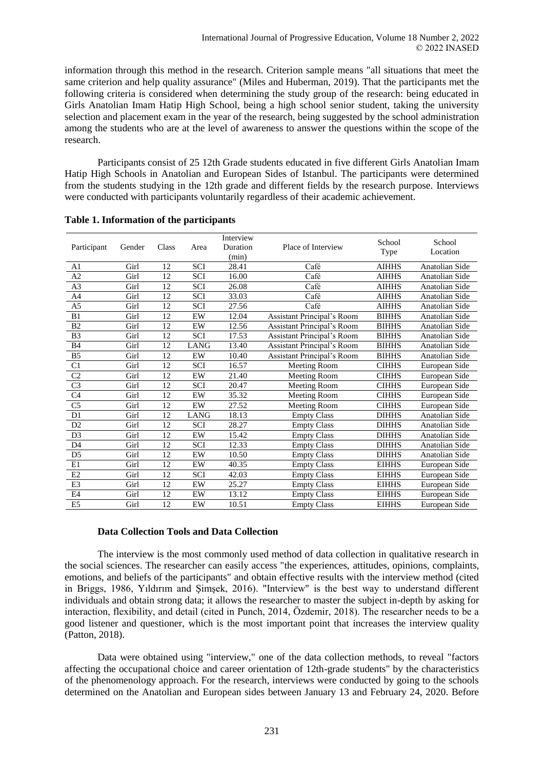information through this method in the research. Criterion sample means "all situations that meet the same criterion and help quality assurance" (Miles and Huberman, 2019). That the participants met the following criteria is considered when determining the study group of the research: being educated in Girls Anatolian Imam Hatip High School, being a high school senior student, taking the university selection and placement exam in the year of the research, being suggested by the school administration among the students who are at the level of awareness to answer the questions within the scope of the research.

Participants consist of 25 12th Grade students educated in five different Girls Anatolian Imam Hatip High Schools in Anatolian and European Sides of Istanbul. The participants were determined from the students studying in the 12th grade and different fields by the research purpose. Interviews were conducted with participants voluntarily regardless of their academic achievement.

**Table 1. Information of the participants**

| Participant | Gender | Class | Area | Interview Duration (min) | Place of Interview | School Type | School Location |
|---|---|---|---|---|---|---|---|
| A1 | Girl | 12 | SCI | 28.41 | Café | AIHHS | Anatolian Side |
| A2 | Girl | 12 | SCI | 16.00 | Café | AIHHS | Anatolian Side |
| A3 | Girl | 12 | SCI | 26.08 | Café | AIHHS | Anatolian Side |
| A4 | Girl | 12 | SCI | 33.03 | Café | AIHHS | Anatolian Side |
| A5 | Girl | 12 | SCI | 27.56 | Café | AIHHS | Anatolian Side |
| B1 | Girl | 12 | EW | 12.04 | Assistant Principal's Room | BIHHS | Anatolian Side |
| B2 | Girl | 12 | EW | 12.56 | Assistant Principal's Room | BIHHS | Anatolian Side |
| B3 | Girl | 12 | SCI | 17.53 | Assistant Principal's Room | BIHHS | Anatolian Side |
| B4 | Girl | 12 | LANG | 13.40 | Assistant Principal's Room | BIHHS | Anatolian Side |
| B5 | Girl | 12 | EW | 10.40 | Assistant Principal's Room | BIHHS | Anatolian Side |
| C1 | Girl | 12 | SCI | 16.57 | Meeting Room | CIHHS | European Side |
| C2 | Girl | 12 | EW | 21.40 | Meeting Room | CIHHS | European Side |
| C3 | Girl | 12 | SCI | 20.47 | Meeting Room | CIHHS | European Side |
| C4 | Girl | 12 | EW | 35.32 | Meeting Room | CIHHS | European Side |
| C5 | Girl | 12 | EW | 27.52 | Meeting Room | CIHHS | European Side |
| D1 | Girl | 12 | LANG | 18.13 | Empty Class | DIHHS | Anatolian Side |
| D2 | Girl | 12 | SCI | 28.27 | Empty Class | DIHHS | Anatolian Side |
| D3 | Girl | 12 | EW | 15.42 | Empty Class | DIHHS | Anatolian Side |
| D4 | Girl | 12 | SCI | 12.33 | Empty Class | DIHHS | Anatolian Side |
| D5 | Girl | 12 | EW | 10.50 | Empty Class | DIHHS | Anatolian Side |
| E1 | Girl | 12 | EW | 40.35 | Empty Class | EIHHS | European Side |
| E2 | Girl | 12 | SCI | 42.03 | Empty Class | EIHHS | European Side |
| E3 | Girl | 12 | EW | 25.27 | Empty Class | EIHHS | European Side |
| E4 | Girl | 12 | EW | 13.12 | Empty Class | EIHHS | European Side |
| E5 | Girl | 12 | EW | 10.51 | Empty Class | EIHHS | European Side |

### Data Collection Tools and Data Collection

The interview is the most commonly used method of data collection in qualitative research in the social sciences. The researcher can easily access "the experiences, attitudes, opinions, complaints, emotions, and beliefs of the participants" and obtain effective results with the interview method (cited in Briggs, 1986, Yıldırım and Şimşek, 2016). "Interview" is the best way to understand different individuals and obtain strong data; it allows the researcher to master the subject in-depth by asking for interaction, flexibility, and detail (cited in Punch, 2014, Özdemir, 2018). The researcher needs to be a good listener and questioner, which is the most important point that increases the interview quality (Patton, 2018).

Data were obtained using "interview," one of the data collection methods, to reveal "factors affecting the occupational choice and career orientation of 12th-grade students" by the characteristics of the phenomenology approach. For the research, interviews were conducted by going to the schools determined on the Anatolian and European sides between January 13 and February 24, 2020. Before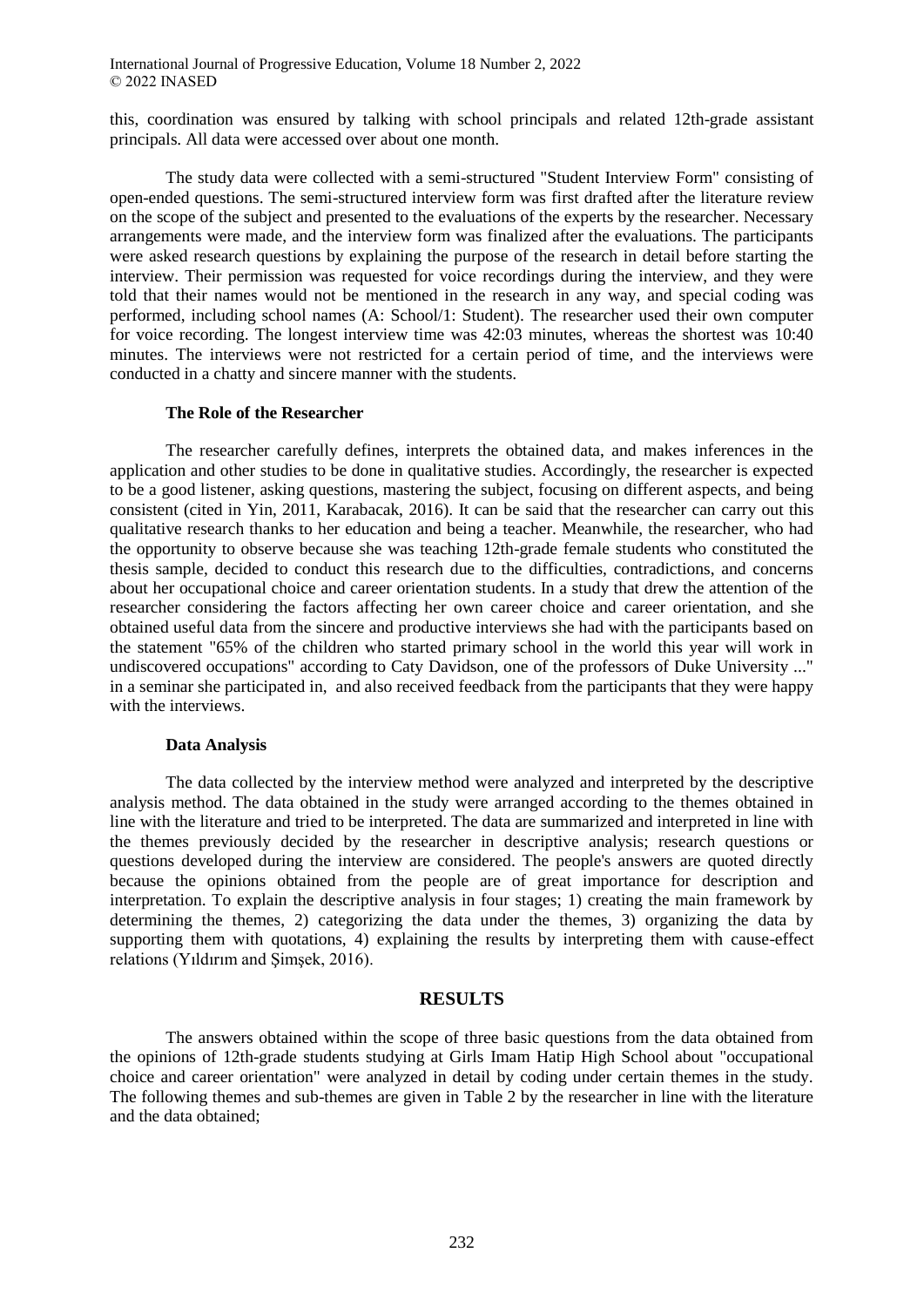this, coordination was ensured by talking with school principals and related 12th-grade assistant principals. All data were accessed over about one month.

The study data were collected with a semi-structured "Student Interview Form" consisting of open-ended questions. The semi-structured interview form was first drafted after the literature review on the scope of the subject and presented to the evaluations of the experts by the researcher. Necessary arrangements were made, and the interview form was finalized after the evaluations. The participants were asked research questions by explaining the purpose of the research in detail before starting the interview. Their permission was requested for voice recordings during the interview, and they were told that their names would not be mentioned in the research in any way, and special coding was performed, including school names (A: School/1: Student). The researcher used their own computer for voice recording. The longest interview time was 42:03 minutes, whereas the shortest was 10:40 minutes. The interviews were not restricted for a certain period of time, and the interviews were conducted in a chatty and sincere manner with the students.

### The Role of the Researcher

The researcher carefully defines, interprets the obtained data, and makes inferences in the application and other studies to be done in qualitative studies. Accordingly, the researcher is expected to be a good listener, asking questions, mastering the subject, focusing on different aspects, and being consistent (cited in Yin, 2011, Karabacak, 2016). It can be said that the researcher can carry out this qualitative research thanks to her education and being a teacher. Meanwhile, the researcher, who had the opportunity to observe because she was teaching 12th-grade female students who constituted the thesis sample, decided to conduct this research due to the difficulties, contradictions, and concerns about her occupational choice and career orientation students. In a study that drew the attention of the researcher considering the factors affecting her own career choice and career orientation, and she obtained useful data from the sincere and productive interviews she had with the participants based on the statement "65% of the children who started primary school in the world this year will work in undiscovered occupations" according to Caty Davidson, one of the professors of Duke University ..." in a seminar she participated in, and also received feedback from the participants that they were happy with the interviews.

### Data Analysis

The data collected by the interview method were analyzed and interpreted by the descriptive analysis method. The data obtained in the study were arranged according to the themes obtained in line with the literature and tried to be interpreted. The data are summarized and interpreted in line with the themes previously decided by the researcher in descriptive analysis; research questions or questions developed during the interview are considered. The people's answers are quoted directly because the opinions obtained from the people are of great importance for description and interpretation. To explain the descriptive analysis in four stages; 1) creating the main framework by determining the themes, 2) categorizing the data under the themes, 3) organizing the data by supporting them with quotations, 4) explaining the results by interpreting them with cause-effect relations (Yıldırım and Şimşek, 2016).

## RESULTS

The answers obtained within the scope of three basic questions from the data obtained from the opinions of 12th-grade students studying at Girls Imam Hatip High School about "occupational choice and career orientation" were analyzed in detail by coding under certain themes in the study. The following themes and sub-themes are given in Table 2 by the researcher in line with the literature and the data obtained;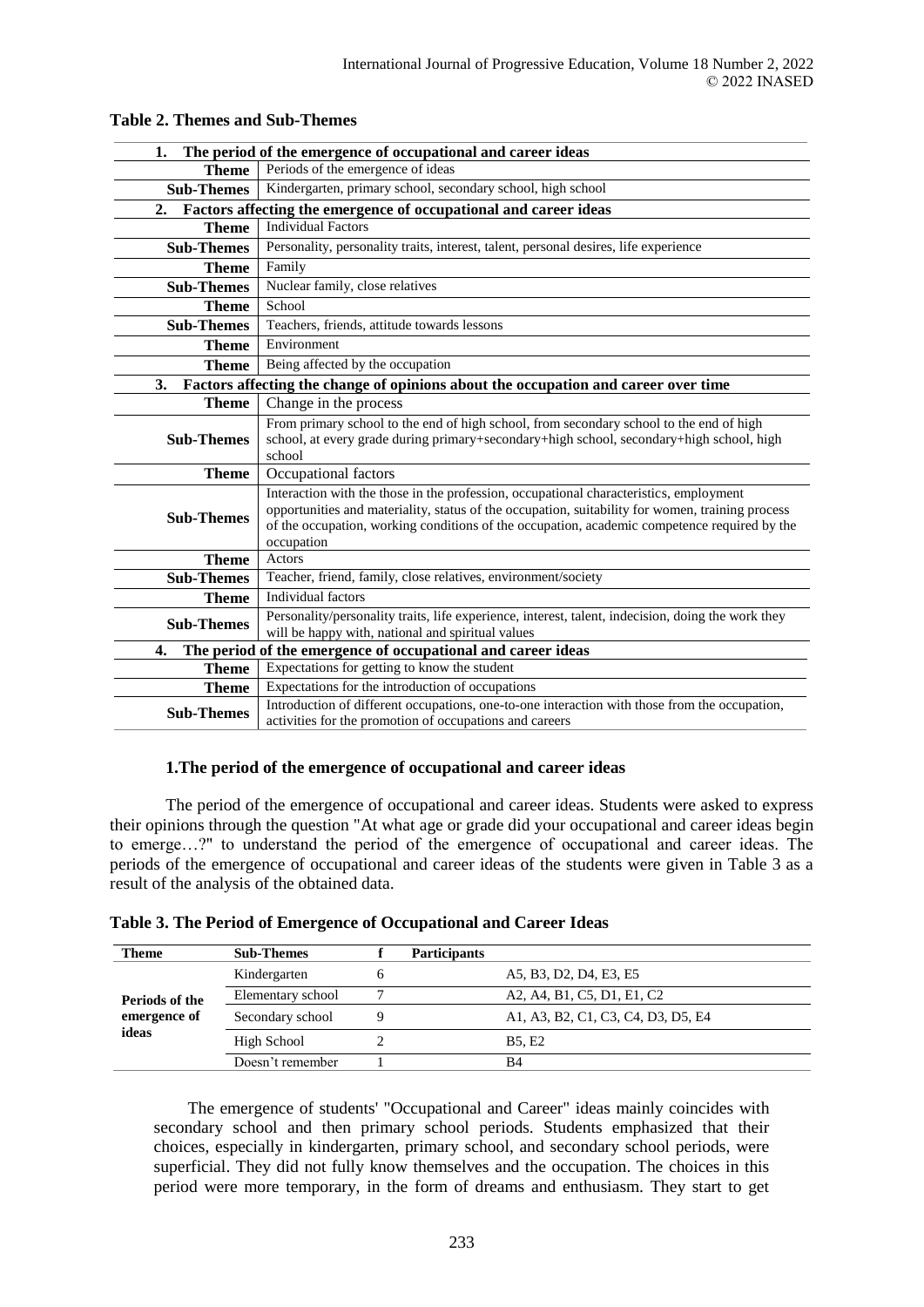**Table 2. Themes and Sub-Themes**

| | |
|---|---|
| **1. The period of the emergence of occupational and career ideas** | |
| **Theme** | Periods of the emergence of ideas |
| **Sub-Themes** | Kindergarten, primary school, secondary school, high school |
| **2. Factors affecting the emergence of occupational and career ideas** | |
| **Theme** | Individual Factors |
| **Sub-Themes** | Personality, personality traits, interest, talent, personal desires, life experience |
| **Theme** | Family |
| **Sub-Themes** | Nuclear family, close relatives |
| **Theme** | School |
| **Sub-Themes** | Teachers, friends, attitude towards lessons |
| **Theme** | Environment |
| **Theme** | Being affected by the occupation |
| **3. Factors affecting the change of opinions about the occupation and career over time** | |
| **Theme** | Change in the process |
| **Sub-Themes** | From primary school to the end of high school, from secondary school to the end of high school, at every grade during primary+secondary+high school, secondary+high school, high school |
| **Theme** | Occupational factors |
| **Sub-Themes** | Interaction with the those in the profession, occupational characteristics, employment opportunities and materiality, status of the occupation, suitability for women, training process of the occupation, working conditions of the occupation, academic competence required by the occupation |
| **Theme** | Actors |
| **Sub-Themes** | Teacher, friend, family, close relatives, environment/society |
| **Theme** | Individual factors |
| **Sub-Themes** | Personality/personality traits, life experience, interest, talent, indecision, doing the work they will be happy with, national and spiritual values |
| **4. The period of the emergence of occupational and career ideas** | |
| **Theme** | Expectations for getting to know the student |
| **Theme** | Expectations for the introduction of occupations |
| **Sub-Themes** | Introduction of different occupations, one-to-one interaction with those from the occupation, activities for the promotion of occupations and careers |

### 1.The period of the emergence of occupational and career ideas

The period of the emergence of occupational and career ideas. Students were asked to express their opinions through the question "At what age or grade did your occupational and career ideas begin to emerge…?" to understand the period of the emergence of occupational and career ideas. The periods of the emergence of occupational and career ideas of the students were given in Table 3 as a result of the analysis of the obtained data.

**Table 3. The Period of Emergence of Occupational and Career Ideas**

| Theme | Sub-Themes | f | Participants |
|---|---|---|---|
| **Periods of the emergence of ideas** | Kindergarten | 6 | A5, B3, D2, D4, E3, E5 |
| | Elementary school | 7 | A2, A4, B1, C5, D1, E1, C2 |
| | Secondary school | 9 | A1, A3, B2, C1, C3, C4, D3, D5, E4 |
| | High School | 2 | B5, E2 |
| | Doesn't remember | 1 | B4 |

The emergence of students' "Occupational and Career" ideas mainly coincides with secondary school and then primary school periods. Students emphasized that their choices, especially in kindergarten, primary school, and secondary school periods, were superficial. They did not fully know themselves and the occupation. The choices in this period were more temporary, in the form of dreams and enthusiasm. They start to get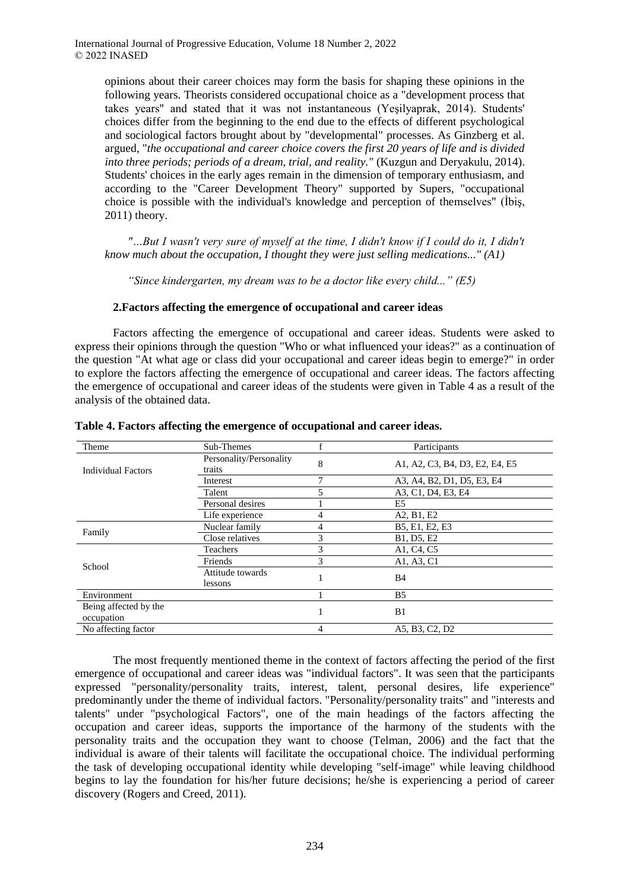opinions about their career choices may form the basis for shaping these opinions in the following years. Theorists considered occupational choice as a "development process that takes years" and stated that it was not instantaneous (Yeşilyaprak, 2014). Students' choices differ from the beginning to the end due to the effects of different psychological and sociological factors brought about by "developmental" processes. As Ginzberg et al. argued, "*the occupational and career choice covers the first 20 years of life and is divided into three periods; periods of a dream, trial, and reality.*" (Kuzgun and Deryakulu, 2014). Students' choices in the early ages remain in the dimension of temporary enthusiasm, and according to the "Career Development Theory" supported by Supers, "occupational choice is possible with the individual's knowledge and perception of themselves" (İbiş, 2011) theory.

*"...But I wasn't very sure of myself at the time, I didn't know if I could do it, I didn't know much about the occupation, I thought they were just selling medications..." (A1)*

*"Since kindergarten, my dream was to be a doctor like every child..." (E5)*

**2.Factors affecting the emergence of occupational and career ideas**

Factors affecting the emergence of occupational and career ideas. Students were asked to express their opinions through the question "Who or what influenced your ideas?" as a continuation of the question "At what age or class did your occupational and career ideas begin to emerge?" in order to explore the factors affecting the emergence of occupational and career ideas. The factors affecting the emergence of occupational and career ideas of the students were given in Table 4 as a result of the analysis of the obtained data.

**Table 4. Factors affecting the emergence of occupational and career ideas.**

| Theme | Sub-Themes | f | Participants |
|---|---|---|---|
| Individual Factors | Personality/Personality traits | 8 | A1, A2, C3, B4, D3, E2, E4, E5 |
| | Interest | 7 | A3, A4, B2, D1, D5, E3, E4 |
| | Talent | 5 | A3, C1, D4, E3, E4 |
| | Personal desires | 1 | E5 |
| | Life experience | 4 | A2, B1, E2 |
| Family | Nuclear family | 4 | B5, E1, E2, E3 |
| | Close relatives | 3 | B1, D5, E2 |
| School | Teachers | 3 | A1, C4, C5 |
| | Friends | 3 | A1, A3, C1 |
| | Attitude towards lessons | 1 | B4 |
| Environment | | 1 | B5 |
| Being affected by the occupation | | 1 | B1 |
| No affecting factor | | 4 | A5, B3, C2, D2 |

The most frequently mentioned theme in the context of factors affecting the period of the first emergence of occupational and career ideas was "individual factors". It was seen that the participants expressed "personality/personality traits, interest, talent, personal desires, life experience" predominantly under the theme of individual factors. "Personality/personality traits" and "interests and talents" under "psychological Factors", one of the main headings of the factors affecting the occupation and career ideas, supports the importance of the harmony of the students with the personality traits and the occupation they want to choose (Telman, 2006) and the fact that the individual is aware of their talents will facilitate the occupational choice. The individual performing the task of developing occupational identity while developing "self-image" while leaving childhood begins to lay the foundation for his/her future decisions; he/she is experiencing a period of career discovery (Rogers and Creed, 2011).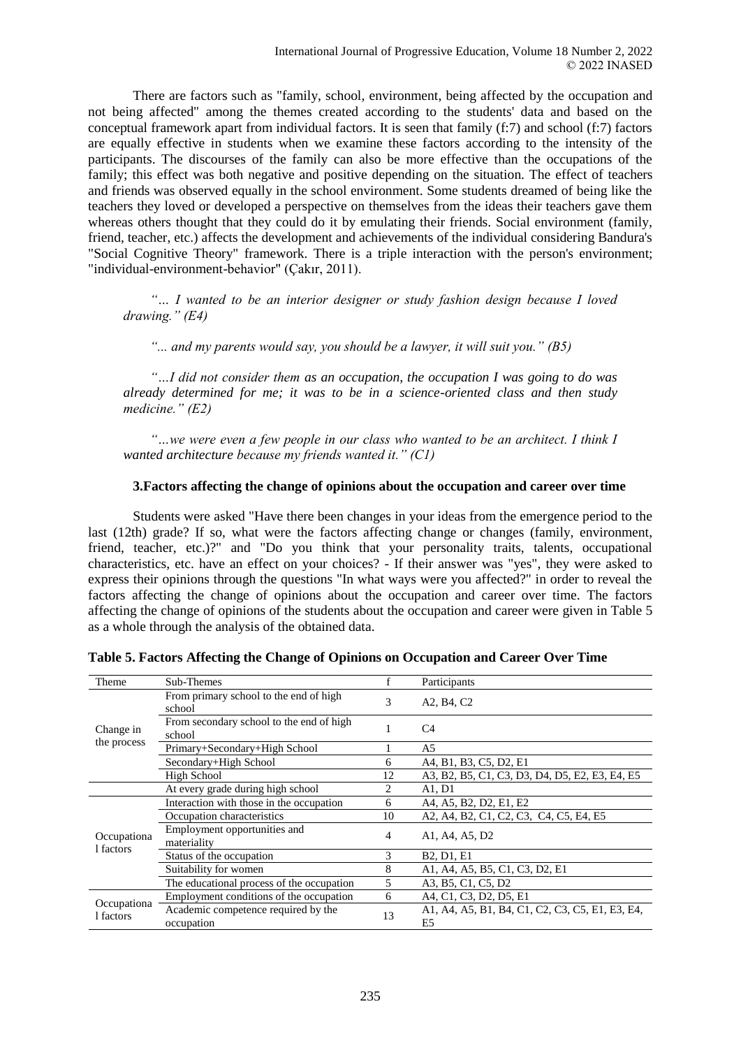There are factors such as "family, school, environment, being affected by the occupation and not being affected" among the themes created according to the students' data and based on the conceptual framework apart from individual factors. It is seen that family (f:7) and school (f:7) factors are equally effective in students when we examine these factors according to the intensity of the participants. The discourses of the family can also be more effective than the occupations of the family; this effect was both negative and positive depending on the situation. The effect of teachers and friends was observed equally in the school environment. Some students dreamed of being like the teachers they loved or developed a perspective on themselves from the ideas their teachers gave them whereas others thought that they could do it by emulating their friends. Social environment (family, friend, teacher, etc.) affects the development and achievements of the individual considering Bandura's "Social Cognitive Theory" framework. There is a triple interaction with the person's environment; "individual-environment-behavior" (Çakır, 2011).

> *"… I wanted to be an interior designer or study fashion design because I loved drawing." (E4)*

> *"... and my parents would say, you should be a lawyer, it will suit you." (B5)*

> *"…I did not consider them as an occupation, the occupation I was going to do was already determined for me; it was to be in a science-oriented class and then study medicine." (E2)*

> *"…we were even a few people in our class who wanted to be an architect. I think I wanted architecture because my friends wanted it." (C1)*

### 3.Factors affecting the change of opinions about the occupation and career over time

Students were asked "Have there been changes in your ideas from the emergence period to the last (12th) grade? If so, what were the factors affecting change or changes (family, environment, friend, teacher, etc.)?" and "Do you think that your personality traits, talents, occupational characteristics, etc. have an effect on your choices? - If their answer was "yes", they were asked to express their opinions through the questions "In what ways were you affected?" in order to reveal the factors affecting the change of opinions about the occupation and career over time. The factors affecting the change of opinions of the students about the occupation and career were given in Table 5 as a whole through the analysis of the obtained data.

**Table 5. Factors Affecting the Change of Opinions on Occupation and Career Over Time**

| Theme | Sub-Themes | f | Participants |
|---|---|---|---|
| Change in the process | From primary school to the end of high school | 3 | A2, B4, C2 |
| | From secondary school to the end of high school | 1 | C4 |
| | Primary+Secondary+High School | 1 | A5 |
| | Secondary+High School | 6 | A4, B1, B3, C5, D2, E1 |
| | High School | 12 | A3, B2, B5, C1, C3, D3, D4, D5, E2, E3, E4, E5 |
| | At every grade during high school | 2 | A1, D1 |
| Occupational factors | Interaction with those in the occupation | 6 | A4, A5, B2, D2, E1, E2 |
| | Occupation characteristics | 10 | A2, A4, B2, C1, C2, C3, C4, C5, E4, E5 |
| | Employment opportunities and materiality | 4 | A1, A4, A5, D2 |
| | Status of the occupation | 3 | B2, D1, E1 |
| | Suitability for women | 8 | A1, A4, A5, B5, C1, C3, D2, E1 |
| | The educational process of the occupation | 5 | A3, B5, C1, C5, D2 |
| Occupational factors | Employment conditions of the occupation | 6 | A4, C1, C3, D2, D5, E1 |
| | Academic competence required by the occupation | 13 | A1, A4, A5, B1, B4, C1, C2, C3, C5, E1, E3, E4, E5 |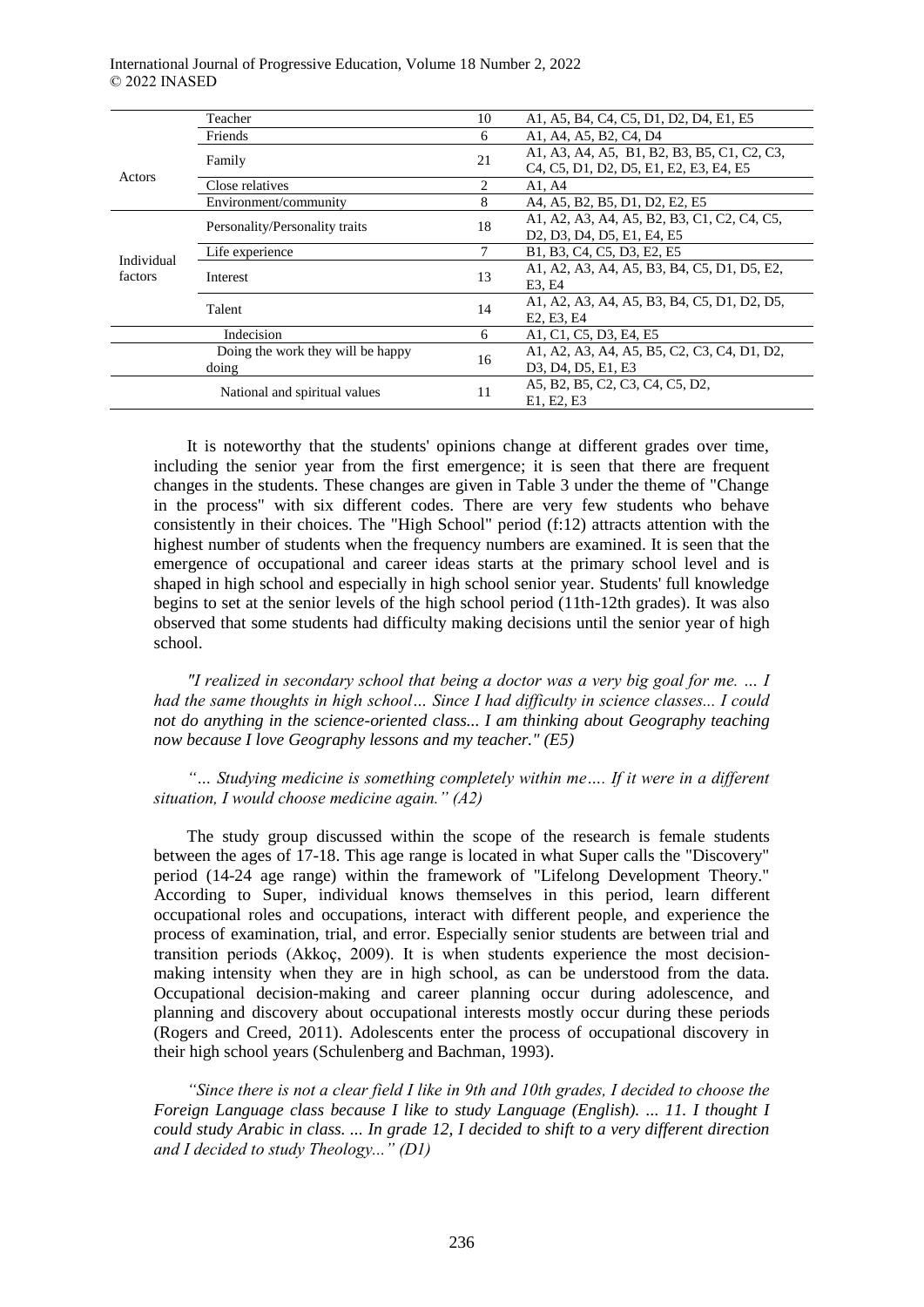| | | | |
|---|---|---|---|
| Actors | Teacher | 10 | A1, A5, B4, C4, C5, D1, D2, D4, E1, E5 |
| | Friends | 6 | A1, A4, A5, B2, C4, D4 |
| | Family | 21 | A1, A3, A4, A5, B1, B2, B3, B5, C1, C2, C3, C4, C5, D1, D2, D5, E1, E2, E3, E4, E5 |
| | Close relatives | 2 | A1, A4 |
| | Environment/community | 8 | A4, A5, B2, B5, D1, D2, E2, E5 |
| Individual factors | Personality/Personality traits | 18 | A1, A2, A3, A4, A5, B2, B3, C1, C2, C4, C5, D2, D3, D4, D5, E1, E4, E5 |
| | Life experience | 7 | B1, B3, C4, C5, D3, E2, E5 |
| | Interest | 13 | A1, A2, A3, A4, A5, B3, B4, C5, D1, D5, E2, E3, E4 |
| | Talent | 14 | A1, A2, A3, A4, A5, B3, B4, C5, D1, D2, D5, E2, E3, E4 |
| Indecision | | 6 | A1, C1, C5, D3, E4, E5 |
| Doing the work they will be happy doing | | 16 | A1, A2, A3, A4, A5, B5, C2, C3, C4, D1, D2, D3, D4, D5, E1, E3 |
| National and spiritual values | | 11 | A5, B2, B5, C2, C3, C4, C5, D2, E1, E2, E3 |

It is noteworthy that the students' opinions change at different grades over time, including the senior year from the first emergence; it is seen that there are frequent changes in the students. These changes are given in Table 3 under the theme of "Change in the process" with six different codes. There are very few students who behave consistently in their choices. The "High School" period (f:12) attracts attention with the highest number of students when the frequency numbers are examined. It is seen that the emergence of occupational and career ideas starts at the primary school level and is shaped in high school and especially in high school senior year. Students' full knowledge begins to set at the senior levels of the high school period (11th-12th grades). It was also observed that some students had difficulty making decisions until the senior year of high school.

*"I realized in secondary school that being a doctor was a very big goal for me. … I had the same thoughts in high school… Since I had difficulty in science classes... I could not do anything in the science-oriented class... I am thinking about Geography teaching now because I love Geography lessons and my teacher." (E5)*

*"… Studying medicine is something completely within me…. If it were in a different situation, I would choose medicine again." (A2)*

The study group discussed within the scope of the research is female students between the ages of 17-18. This age range is located in what Super calls the "Discovery" period (14-24 age range) within the framework of "Lifelong Development Theory." According to Super, individual knows themselves in this period, learn different occupational roles and occupations, interact with different people, and experience the process of examination, trial, and error. Especially senior students are between trial and transition periods (Akkoç, 2009). It is when students experience the most decision-making intensity when they are in high school, as can be understood from the data. Occupational decision-making and career planning occur during adolescence, and planning and discovery about occupational interests mostly occur during these periods (Rogers and Creed, 2011). Adolescents enter the process of occupational discovery in their high school years (Schulenberg and Bachman, 1993).

*"Since there is not a clear field I like in 9th and 10th grades, I decided to choose the Foreign Language class because I like to study Language (English). ... 11. I thought I could study Arabic in class. ... In grade 12, I decided to shift to a very different direction and I decided to study Theology..." (D1)*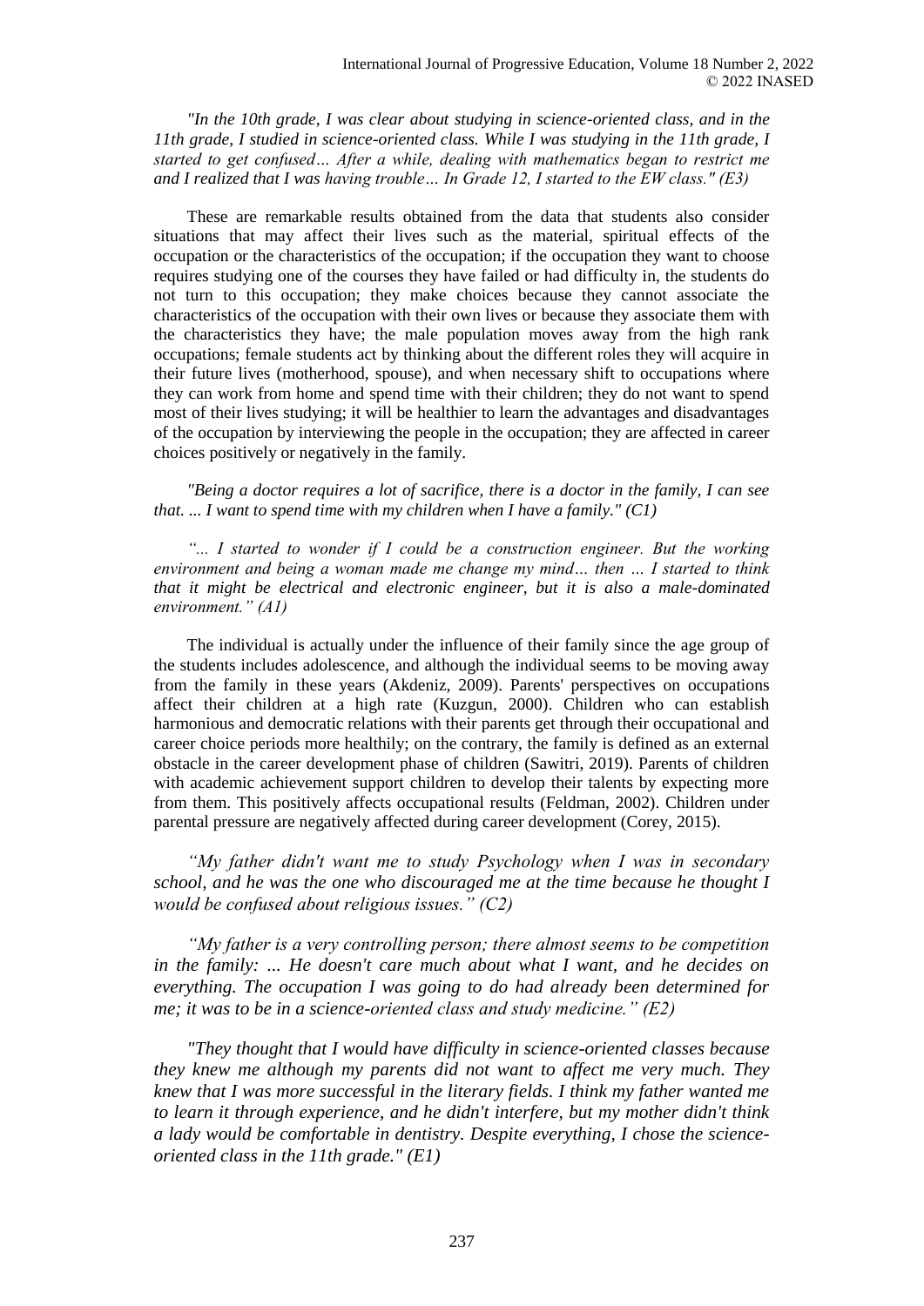*"In the 10th grade, I was clear about studying in science-oriented class, and in the 11th grade, I studied in science-oriented class. While I was studying in the 11th grade, I started to get confused… After a while, dealing with mathematics began to restrict me and I realized that I was having trouble… In Grade 12, I started to the EW class." (E3)*

These are remarkable results obtained from the data that students also consider situations that may affect their lives such as the material, spiritual effects of the occupation or the characteristics of the occupation; if the occupation they want to choose requires studying one of the courses they have failed or had difficulty in, the students do not turn to this occupation; they make choices because they cannot associate the characteristics of the occupation with their own lives or because they associate them with the characteristics they have; the male population moves away from the high rank occupations; female students act by thinking about the different roles they will acquire in their future lives (motherhood, spouse), and when necessary shift to occupations where they can work from home and spend time with their children; they do not want to spend most of their lives studying; it will be healthier to learn the advantages and disadvantages of the occupation by interviewing the people in the occupation; they are affected in career choices positively or negatively in the family.

*"Being a doctor requires a lot of sacrifice, there is a doctor in the family, I can see that. ... I want to spend time with my children when I have a family." (C1)*

*"... I started to wonder if I could be a construction engineer. But the working environment and being a woman made me change my mind… then … I started to think that it might be electrical and electronic engineer, but it is also a male-dominated environment." (A1)*

The individual is actually under the influence of their family since the age group of the students includes adolescence, and although the individual seems to be moving away from the family in these years (Akdeniz, 2009). Parents' perspectives on occupations affect their children at a high rate (Kuzgun, 2000). Children who can establish harmonious and democratic relations with their parents get through their occupational and career choice periods more healthily; on the contrary, the family is defined as an external obstacle in the career development phase of children (Sawitri, 2019). Parents of children with academic achievement support children to develop their talents by expecting more from them. This positively affects occupational results (Feldman, 2002). Children under parental pressure are negatively affected during career development (Corey, 2015).

*"My father didn't want me to study Psychology when I was in secondary school, and he was the one who discouraged me at the time because he thought I would be confused about religious issues." (C2)*

*"My father is a very controlling person; there almost seems to be competition in the family: ... He doesn't care much about what I want, and he decides on everything. The occupation I was going to do had already been determined for me; it was to be in a science-oriented class and study medicine." (E2)*

*"They thought that I would have difficulty in science-oriented classes because they knew me although my parents did not want to affect me very much. They knew that I was more successful in the literary fields. I think my father wanted me to learn it through experience, and he didn't interfere, but my mother didn't think a lady would be comfortable in dentistry. Despite everything, I chose the science-oriented class in the 11th grade." (E1)*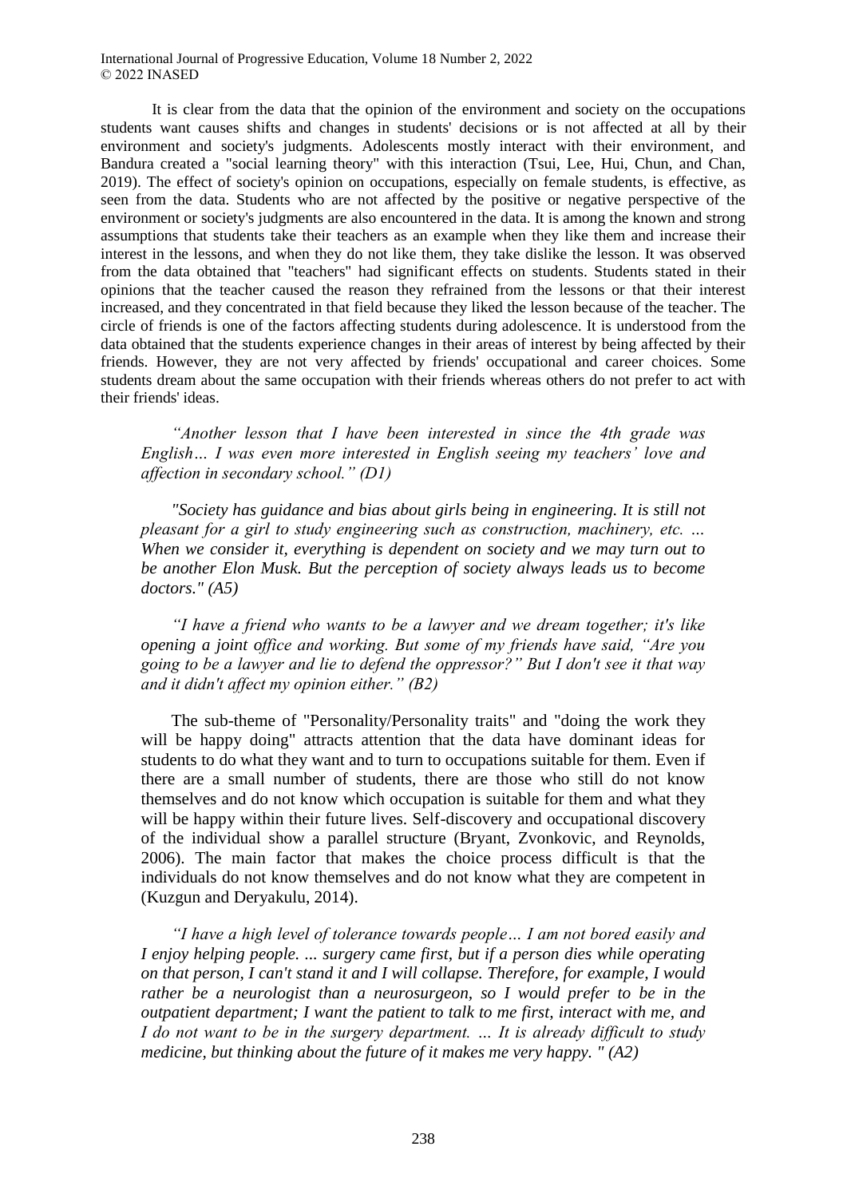It is clear from the data that the opinion of the environment and society on the occupations students want causes shifts and changes in students' decisions or is not affected at all by their environment and society's judgments. Adolescents mostly interact with their environment, and Bandura created a "social learning theory" with this interaction (Tsui, Lee, Hui, Chun, and Chan, 2019). The effect of society's opinion on occupations, especially on female students, is effective, as seen from the data. Students who are not affected by the positive or negative perspective of the environment or society's judgments are also encountered in the data. It is among the known and strong assumptions that students take their teachers as an example when they like them and increase their interest in the lessons, and when they do not like them, they take dislike the lesson. It was observed from the data obtained that "teachers" had significant effects on students. Students stated in their opinions that the teacher caused the reason they refrained from the lessons or that their interest increased, and they concentrated in that field because they liked the lesson because of the teacher. The circle of friends is one of the factors affecting students during adolescence. It is understood from the data obtained that the students experience changes in their areas of interest by being affected by their friends. However, they are not very affected by friends' occupational and career choices. Some students dream about the same occupation with their friends whereas others do not prefer to act with their friends' ideas.

> *"Another lesson that I have been interested in since the 4th grade was English… I was even more interested in English seeing my teachers' love and affection in secondary school." (D1)*

> *"Society has guidance and bias about girls being in engineering. It is still not pleasant for a girl to study engineering such as construction, machinery, etc. … When we consider it, everything is dependent on society and we may turn out to be another Elon Musk. But the perception of society always leads us to become doctors." (A5)*

> *"I have a friend who wants to be a lawyer and we dream together; it's like opening a joint office and working. But some of my friends have said, "Are you going to be a lawyer and lie to defend the oppressor?" But I don't see it that way and it didn't affect my opinion either." (B2)*

The sub-theme of "Personality/Personality traits" and "doing the work they will be happy doing" attracts attention that the data have dominant ideas for students to do what they want and to turn to occupations suitable for them. Even if there are a small number of students, there are those who still do not know themselves and do not know which occupation is suitable for them and what they will be happy within their future lives. Self-discovery and occupational discovery of the individual show a parallel structure (Bryant, Zvonkovic, and Reynolds, 2006). The main factor that makes the choice process difficult is that the individuals do not know themselves and do not know what they are competent in (Kuzgun and Deryakulu, 2014).

> *"I have a high level of tolerance towards people… I am not bored easily and I enjoy helping people. ... surgery came first, but if a person dies while operating on that person, I can't stand it and I will collapse. Therefore, for example, I would rather be a neurologist than a neurosurgeon, so I would prefer to be in the outpatient department; I want the patient to talk to me first, interact with me, and I do not want to be in the surgery department. … It is already difficult to study medicine, but thinking about the future of it makes me very happy. " (A2)*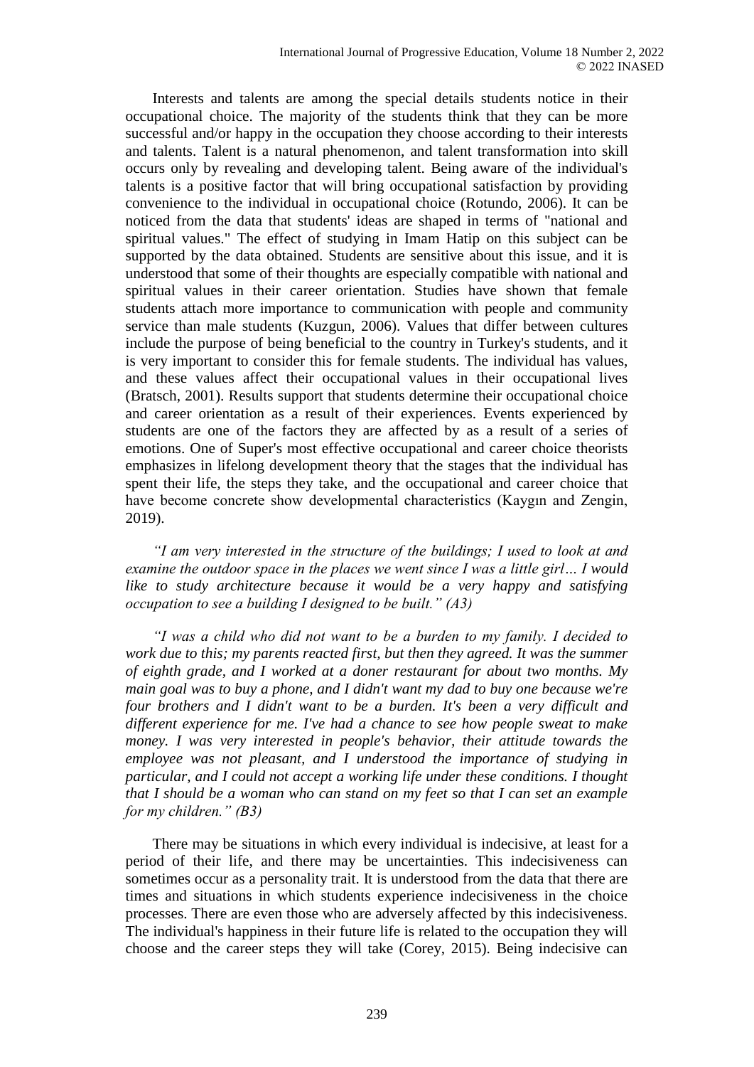Interests and talents are among the special details students notice in their occupational choice. The majority of the students think that they can be more successful and/or happy in the occupation they choose according to their interests and talents. Talent is a natural phenomenon, and talent transformation into skill occurs only by revealing and developing talent. Being aware of the individual's talents is a positive factor that will bring occupational satisfaction by providing convenience to the individual in occupational choice (Rotundo, 2006). It can be noticed from the data that students' ideas are shaped in terms of "national and spiritual values." The effect of studying in Imam Hatip on this subject can be supported by the data obtained. Students are sensitive about this issue, and it is understood that some of their thoughts are especially compatible with national and spiritual values in their career orientation. Studies have shown that female students attach more importance to communication with people and community service than male students (Kuzgun, 2006). Values that differ between cultures include the purpose of being beneficial to the country in Turkey's students, and it is very important to consider this for female students. The individual has values, and these values affect their occupational values in their occupational lives (Bratsch, 2001). Results support that students determine their occupational choice and career orientation as a result of their experiences. Events experienced by students are one of the factors they are affected by as a result of a series of emotions. One of Super's most effective occupational and career choice theorists emphasizes in lifelong development theory that the stages that the individual has spent their life, the steps they take, and the occupational and career choice that have become concrete show developmental characteristics (Kaygın and Zengin, 2019).

*"I am very interested in the structure of the buildings; I used to look at and examine the outdoor space in the places we went since I was a little girl… I would like to study architecture because it would be a very happy and satisfying occupation to see a building I designed to be built." (A3)*

*"I was a child who did not want to be a burden to my family. I decided to work due to this; my parents reacted first, but then they agreed. It was the summer of eighth grade, and I worked at a doner restaurant for about two months. My main goal was to buy a phone, and I didn't want my dad to buy one because we're four brothers and I didn't want to be a burden. It's been a very difficult and different experience for me. I've had a chance to see how people sweat to make money. I was very interested in people's behavior, their attitude towards the employee was not pleasant, and I understood the importance of studying in particular, and I could not accept a working life under these conditions. I thought that I should be a woman who can stand on my feet so that I can set an example for my children." (B3)*

There may be situations in which every individual is indecisive, at least for a period of their life, and there may be uncertainties. This indecisiveness can sometimes occur as a personality trait. It is understood from the data that there are times and situations in which students experience indecisiveness in the choice processes. There are even those who are adversely affected by this indecisiveness. The individual's happiness in their future life is related to the occupation they will choose and the career steps they will take (Corey, 2015). Being indecisive can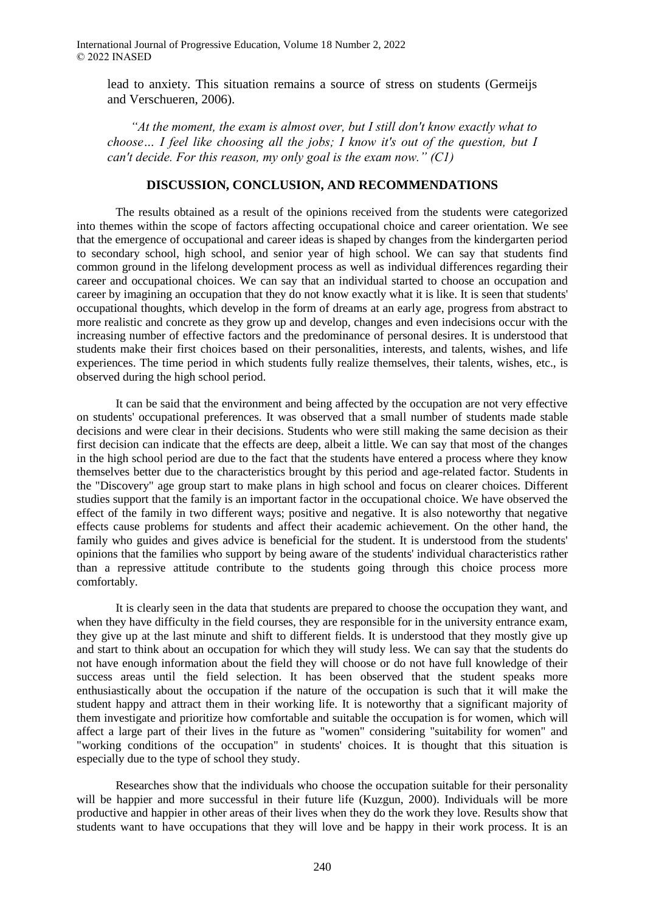lead to anxiety. This situation remains a source of stress on students (Germeijs and Verschueren, 2006).

*"At the moment, the exam is almost over, but I still don't know exactly what to choose… I feel like choosing all the jobs; I know it's out of the question, but I can't decide. For this reason, my only goal is the exam now." (C1)*

## DISCUSSION, CONCLUSION, AND RECOMMENDATIONS

The results obtained as a result of the opinions received from the students were categorized into themes within the scope of factors affecting occupational choice and career orientation. We see that the emergence of occupational and career ideas is shaped by changes from the kindergarten period to secondary school, high school, and senior year of high school. We can say that students find common ground in the lifelong development process as well as individual differences regarding their career and occupational choices. We can say that an individual started to choose an occupation and career by imagining an occupation that they do not know exactly what it is like. It is seen that students' occupational thoughts, which develop in the form of dreams at an early age, progress from abstract to more realistic and concrete as they grow up and develop, changes and even indecisions occur with the increasing number of effective factors and the predominance of personal desires. It is understood that students make their first choices based on their personalities, interests, and talents, wishes, and life experiences. The time period in which students fully realize themselves, their talents, wishes, etc., is observed during the high school period.

It can be said that the environment and being affected by the occupation are not very effective on students' occupational preferences. It was observed that a small number of students made stable decisions and were clear in their decisions. Students who were still making the same decision as their first decision can indicate that the effects are deep, albeit a little. We can say that most of the changes in the high school period are due to the fact that the students have entered a process where they know themselves better due to the characteristics brought by this period and age-related factor. Students in the "Discovery" age group start to make plans in high school and focus on clearer choices. Different studies support that the family is an important factor in the occupational choice. We have observed the effect of the family in two different ways; positive and negative. It is also noteworthy that negative effects cause problems for students and affect their academic achievement. On the other hand, the family who guides and gives advice is beneficial for the student. It is understood from the students' opinions that the families who support by being aware of the students' individual characteristics rather than a repressive attitude contribute to the students going through this choice process more comfortably.

It is clearly seen in the data that students are prepared to choose the occupation they want, and when they have difficulty in the field courses, they are responsible for in the university entrance exam, they give up at the last minute and shift to different fields. It is understood that they mostly give up and start to think about an occupation for which they will study less. We can say that the students do not have enough information about the field they will choose or do not have full knowledge of their success areas until the field selection. It has been observed that the student speaks more enthusiastically about the occupation if the nature of the occupation is such that it will make the student happy and attract them in their working life. It is noteworthy that a significant majority of them investigate and prioritize how comfortable and suitable the occupation is for women, which will affect a large part of their lives in the future as "women" considering "suitability for women" and "working conditions of the occupation" in students' choices. It is thought that this situation is especially due to the type of school they study.

Researches show that the individuals who choose the occupation suitable for their personality will be happier and more successful in their future life (Kuzgun, 2000). Individuals will be more productive and happier in other areas of their lives when they do the work they love. Results show that students want to have occupations that they will love and be happy in their work process. It is an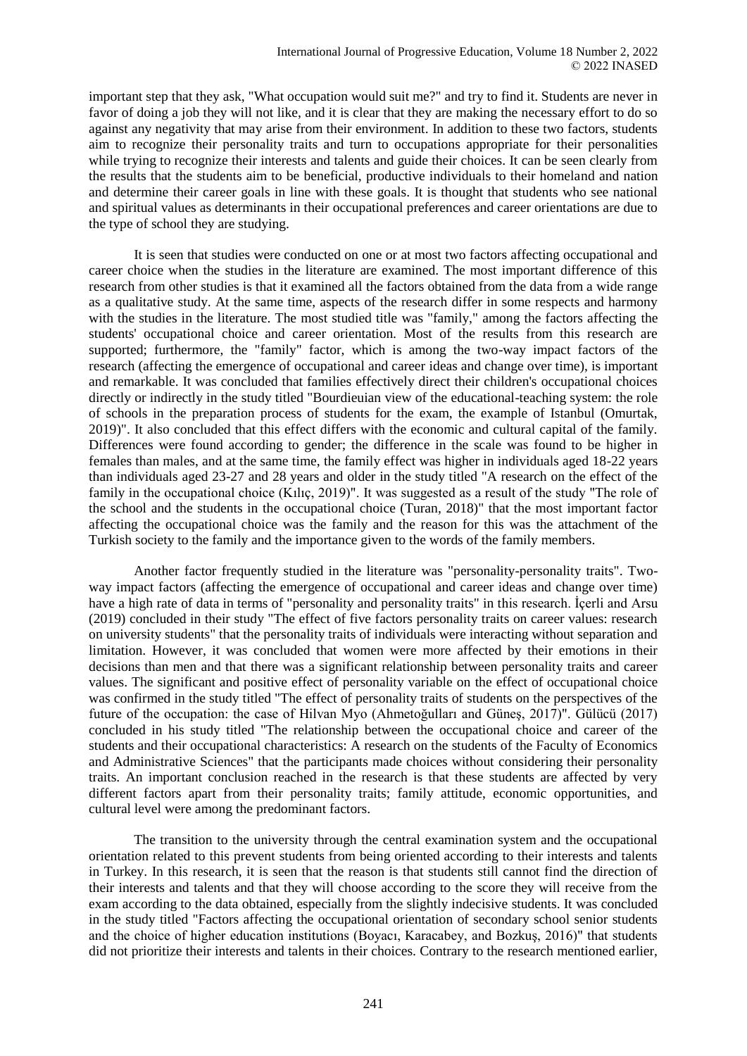important step that they ask, "What occupation would suit me?" and try to find it. Students are never in favor of doing a job they will not like, and it is clear that they are making the necessary effort to do so against any negativity that may arise from their environment. In addition to these two factors, students aim to recognize their personality traits and turn to occupations appropriate for their personalities while trying to recognize their interests and talents and guide their choices. It can be seen clearly from the results that the students aim to be beneficial, productive individuals to their homeland and nation and determine their career goals in line with these goals. It is thought that students who see national and spiritual values as determinants in their occupational preferences and career orientations are due to the type of school they are studying.

It is seen that studies were conducted on one or at most two factors affecting occupational and career choice when the studies in the literature are examined. The most important difference of this research from other studies is that it examined all the factors obtained from the data from a wide range as a qualitative study. At the same time, aspects of the research differ in some respects and harmony with the studies in the literature. The most studied title was "family," among the factors affecting the students' occupational choice and career orientation. Most of the results from this research are supported; furthermore, the "family" factor, which is among the two-way impact factors of the research (affecting the emergence of occupational and career ideas and change over time), is important and remarkable. It was concluded that families effectively direct their children's occupational choices directly or indirectly in the study titled "Bourdieuian view of the educational-teaching system: the role of schools in the preparation process of students for the exam, the example of Istanbul (Omurtak, 2019)". It also concluded that this effect differs with the economic and cultural capital of the family. Differences were found according to gender; the difference in the scale was found to be higher in females than males, and at the same time, the family effect was higher in individuals aged 18-22 years than individuals aged 23-27 and 28 years and older in the study titled "A research on the effect of the family in the occupational choice (Kılıç, 2019)". It was suggested as a result of the study "The role of the school and the students in the occupational choice (Turan, 2018)" that the most important factor affecting the occupational choice was the family and the reason for this was the attachment of the Turkish society to the family and the importance given to the words of the family members.

Another factor frequently studied in the literature was "personality-personality traits". Two-way impact factors (affecting the emergence of occupational and career ideas and change over time) have a high rate of data in terms of "personality and personality traits" in this research. İçerli and Arsu (2019) concluded in their study "The effect of five factors personality traits on career values: research on university students" that the personality traits of individuals were interacting without separation and limitation. However, it was concluded that women were more affected by their emotions in their decisions than men and that there was a significant relationship between personality traits and career values. The significant and positive effect of personality variable on the effect of occupational choice was confirmed in the study titled "The effect of personality traits of students on the perspectives of the future of the occupation: the case of Hilvan Myo (Ahmetoğulları and Güneş, 2017)". Gülücü (2017) concluded in his study titled "The relationship between the occupational choice and career of the students and their occupational characteristics: A research on the students of the Faculty of Economics and Administrative Sciences" that the participants made choices without considering their personality traits. An important conclusion reached in the research is that these students are affected by very different factors apart from their personality traits; family attitude, economic opportunities, and cultural level were among the predominant factors.

The transition to the university through the central examination system and the occupational orientation related to this prevent students from being oriented according to their interests and talents in Turkey. In this research, it is seen that the reason is that students still cannot find the direction of their interests and talents and that they will choose according to the score they will receive from the exam according to the data obtained, especially from the slightly indecisive students. It was concluded in the study titled "Factors affecting the occupational orientation of secondary school senior students and the choice of higher education institutions (Boyacı, Karacabey, and Bozkuş, 2016)" that students did not prioritize their interests and talents in their choices. Contrary to the research mentioned earlier,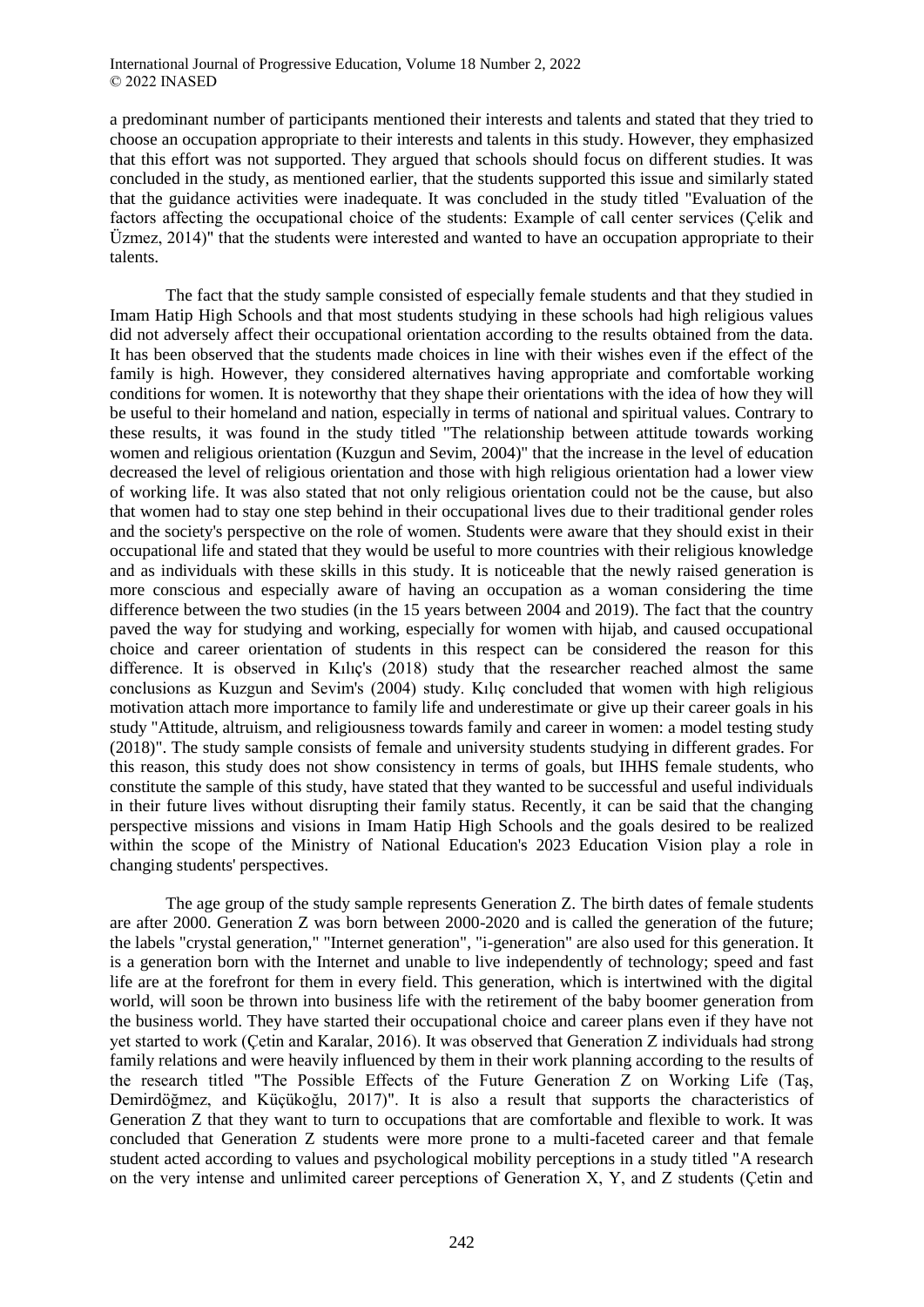a predominant number of participants mentioned their interests and talents and stated that they tried to choose an occupation appropriate to their interests and talents in this study. However, they emphasized that this effort was not supported. They argued that schools should focus on different studies. It was concluded in the study, as mentioned earlier, that the students supported this issue and similarly stated that the guidance activities were inadequate. It was concluded in the study titled "Evaluation of the factors affecting the occupational choice of the students: Example of call center services (Çelik and Üzmez, 2014)" that the students were interested and wanted to have an occupation appropriate to their talents.

The fact that the study sample consisted of especially female students and that they studied in Imam Hatip High Schools and that most students studying in these schools had high religious values did not adversely affect their occupational orientation according to the results obtained from the data. It has been observed that the students made choices in line with their wishes even if the effect of the family is high. However, they considered alternatives having appropriate and comfortable working conditions for women. It is noteworthy that they shape their orientations with the idea of how they will be useful to their homeland and nation, especially in terms of national and spiritual values. Contrary to these results, it was found in the study titled "The relationship between attitude towards working women and religious orientation (Kuzgun and Sevim, 2004)" that the increase in the level of education decreased the level of religious orientation and those with high religious orientation had a lower view of working life. It was also stated that not only religious orientation could not be the cause, but also that women had to stay one step behind in their occupational lives due to their traditional gender roles and the society's perspective on the role of women. Students were aware that they should exist in their occupational life and stated that they would be useful to more countries with their religious knowledge and as individuals with these skills in this study. It is noticeable that the newly raised generation is more conscious and especially aware of having an occupation as a woman considering the time difference between the two studies (in the 15 years between 2004 and 2019). The fact that the country paved the way for studying and working, especially for women with hijab, and caused occupational choice and career orientation of students in this respect can be considered the reason for this difference. It is observed in Kılıç's (2018) study that the researcher reached almost the same conclusions as Kuzgun and Sevim's (2004) study. Kılıç concluded that women with high religious motivation attach more importance to family life and underestimate or give up their career goals in his study "Attitude, altruism, and religiousness towards family and career in women: a model testing study (2018)". The study sample consists of female and university students studying in different grades. For this reason, this study does not show consistency in terms of goals, but IHHS female students, who constitute the sample of this study, have stated that they wanted to be successful and useful individuals in their future lives without disrupting their family status. Recently, it can be said that the changing perspective missions and visions in Imam Hatip High Schools and the goals desired to be realized within the scope of the Ministry of National Education's 2023 Education Vision play a role in changing students' perspectives.

The age group of the study sample represents Generation Z. The birth dates of female students are after 2000. Generation Z was born between 2000-2020 and is called the generation of the future; the labels "crystal generation," "Internet generation", "i-generation" are also used for this generation. It is a generation born with the Internet and unable to live independently of technology; speed and fast life are at the forefront for them in every field. This generation, which is intertwined with the digital world, will soon be thrown into business life with the retirement of the baby boomer generation from the business world. They have started their occupational choice and career plans even if they have not yet started to work (Çetin and Karalar, 2016). It was observed that Generation Z individuals had strong family relations and were heavily influenced by them in their work planning according to the results of the research titled "The Possible Effects of the Future Generation Z on Working Life (Taş, Demirdöğmez, and Küçükoğlu, 2017)". It is also a result that supports the characteristics of Generation Z that they want to turn to occupations that are comfortable and flexible to work. It was concluded that Generation Z students were more prone to a multi-faceted career and that female student acted according to values and psychological mobility perceptions in a study titled "A research on the very intense and unlimited career perceptions of Generation X, Y, and Z students (Çetin and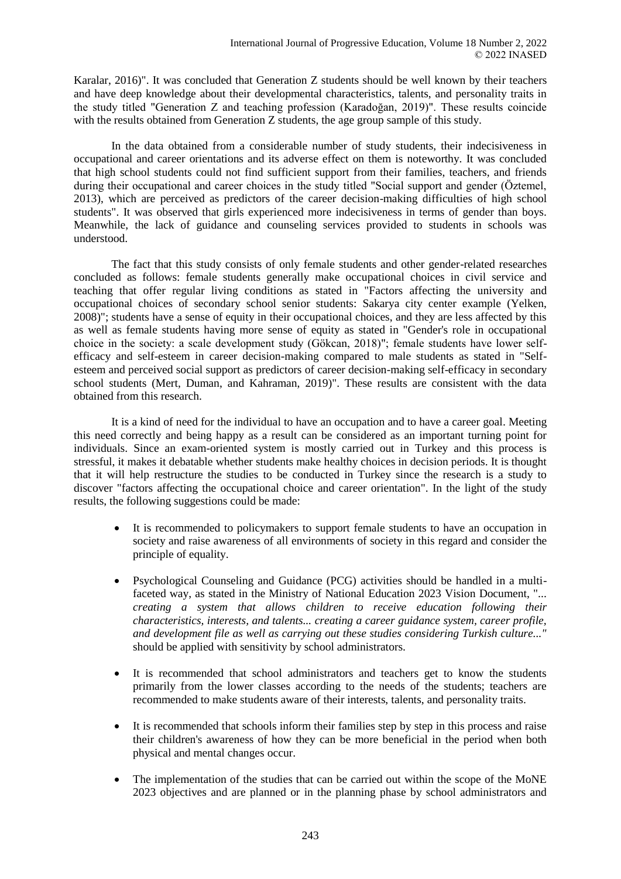Karalar, 2016)". It was concluded that Generation Z students should be well known by their teachers and have deep knowledge about their developmental characteristics, talents, and personality traits in the study titled "Generation Z and teaching profession (Karadoğan, 2019)". These results coincide with the results obtained from Generation Z students, the age group sample of this study.

In the data obtained from a considerable number of study students, their indecisiveness in occupational and career orientations and its adverse effect on them is noteworthy. It was concluded that high school students could not find sufficient support from their families, teachers, and friends during their occupational and career choices in the study titled "Social support and gender (Öztemel, 2013), which are perceived as predictors of the career decision-making difficulties of high school students". It was observed that girls experienced more indecisiveness in terms of gender than boys. Meanwhile, the lack of guidance and counseling services provided to students in schools was understood.

The fact that this study consists of only female students and other gender-related researches concluded as follows: female students generally make occupational choices in civil service and teaching that offer regular living conditions as stated in "Factors affecting the university and occupational choices of secondary school senior students: Sakarya city center example (Yelken, 2008)"; students have a sense of equity in their occupational choices, and they are less affected by this as well as female students having more sense of equity as stated in "Gender's role in occupational choice in the society: a scale development study (Gökcan, 2018)"; female students have lower self-efficacy and self-esteem in career decision-making compared to male students as stated in "Self-esteem and perceived social support as predictors of career decision-making self-efficacy in secondary school students (Mert, Duman, and Kahraman, 2019)". These results are consistent with the data obtained from this research.

It is a kind of need for the individual to have an occupation and to have a career goal. Meeting this need correctly and being happy as a result can be considered as an important turning point for individuals. Since an exam-oriented system is mostly carried out in Turkey and this process is stressful, it makes it debatable whether students make healthy choices in decision periods. It is thought that it will help restructure the studies to be conducted in Turkey since the research is a study to discover "factors affecting the occupational choice and career orientation". In the light of the study results, the following suggestions could be made:

- It is recommended to policymakers to support female students to have an occupation in society and raise awareness of all environments of society in this regard and consider the principle of equality.
- Psychological Counseling and Guidance (PCG) activities should be handled in a multi-faceted way, as stated in the Ministry of National Education 2023 Vision Document, "*... creating a system that allows children to receive education following their characteristics, interests, and talents... creating a career guidance system, career profile, and development file as well as carrying out these studies considering Turkish culture...*" should be applied with sensitivity by school administrators.
- It is recommended that school administrators and teachers get to know the students primarily from the lower classes according to the needs of the students; teachers are recommended to make students aware of their interests, talents, and personality traits.
- It is recommended that schools inform their families step by step in this process and raise their children's awareness of how they can be more beneficial in the period when both physical and mental changes occur.
- The implementation of the studies that can be carried out within the scope of the MoNE 2023 objectives and are planned or in the planning phase by school administrators and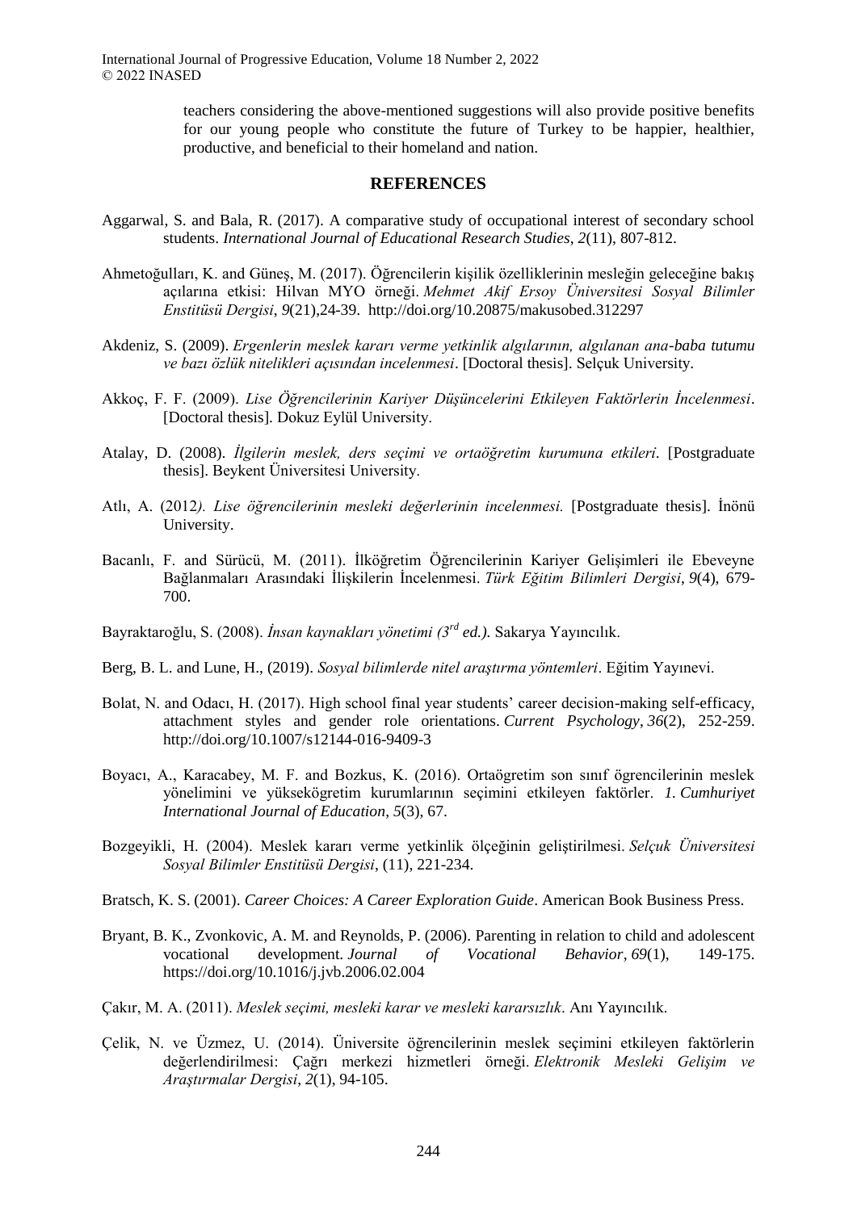teachers considering the above-mentioned suggestions will also provide positive benefits for our young people who constitute the future of Turkey to be happier, healthier, productive, and beneficial to their homeland and nation.

## REFERENCES

Aggarwal, S. and Bala, R. (2017). A comparative study of occupational interest of secondary school students. *International Journal of Educational Research Studies*, *2*(11), 807-812.

Ahmetoğulları, K. and Güneş, M. (2017). Öğrencilerin kişilik özelliklerinin mesleğin geleceğine bakış açılarına etkisi: Hilvan MYO örneği. *Mehmet Akif Ersoy Üniversitesi Sosyal Bilimler Enstitüsü Dergisi*, *9*(21),24-39. http://doi.org/10.20875/makusobed.312297

Akdeniz, S. (2009). *Ergenlerin meslek kararı verme yetkinlik algılarının, algılanan ana-baba tutumu ve bazı özlük nitelikleri açısından incelenmesi*. [Doctoral thesis]. Selçuk University.

Akkoç, F. F. (2009). *Lise Öğrencilerinin Kariyer Düşüncelerini Etkileyen Faktörlerin İncelenmesi*. [Doctoral thesis]. Dokuz Eylül University.

Atalay, D. (2008). *İlgilerin meslek, ders seçimi ve ortaöğretim kurumuna etkileri*. [Postgraduate thesis]. Beykent Üniversitesi University.

Atlı, A. (2012*). Lise öğrencilerinin mesleki değerlerinin incelenmesi.* [Postgraduate thesis]. İnönü University.

Bacanlı, F. and Sürücü, M. (2011). İlköğretim Öğrencilerinin Kariyer Gelişimleri ile Ebeveyne Bağlanmaları Arasındaki İlişkilerin İncelenmesi. *Türk Eğitim Bilimleri Dergisi*, *9*(4), 679-700.

Bayraktaroğlu, S. (2008). *İnsan kaynakları yönetimi (3rd ed.).* Sakarya Yayıncılık.

Berg, B. L. and Lune, H., (2019). *Sosyal bilimlerde nitel araştırma yöntemleri*. Eğitim Yayınevi.

Bolat, N. and Odacı, H. (2017). High school final year students' career decision-making self-efficacy, attachment styles and gender role orientations. *Current Psychology*, *36*(2), 252-259. http://doi.org/10.1007/s12144-016-9409-3

Boyacı, A., Karacabey, M. F. and Bozkus, K. (2016). Ortaögretim son sınıf ögrencilerinin meslek yönelimini ve yüksekögretim kurumlarının seçimini etkileyen faktörler. *1. Cumhuriyet International Journal of Education*, *5*(3), 67.

Bozgeyikli, H. (2004). Meslek kararı verme yetkinlik ölçeğinin geliştirilmesi. *Selçuk Üniversitesi Sosyal Bilimler Enstitüsü Dergisi*, (11), 221-234.

Bratsch, K. S. (2001). *Career Choices: A Career Exploration Guide*. American Book Business Press.

Bryant, B. K., Zvonkovic, A. M. and Reynolds, P. (2006). Parenting in relation to child and adolescent vocational development. *Journal of Vocational Behavior*, *69*(1), 149-175. https://doi.org/10.1016/j.jvb.2006.02.004

Çakır, M. A. (2011). *Meslek seçimi, mesleki karar ve mesleki kararsızlık*. Anı Yayıncılık.

Çelik, N. ve Üzmez, U. (2014). Üniversite öğrencilerinin meslek seçimini etkileyen faktörlerin değerlendirilmesi: Çağrı merkezi hizmetleri örneği. *Elektronik Mesleki Gelişim ve Araştırmalar Dergisi*, *2*(1), 94-105.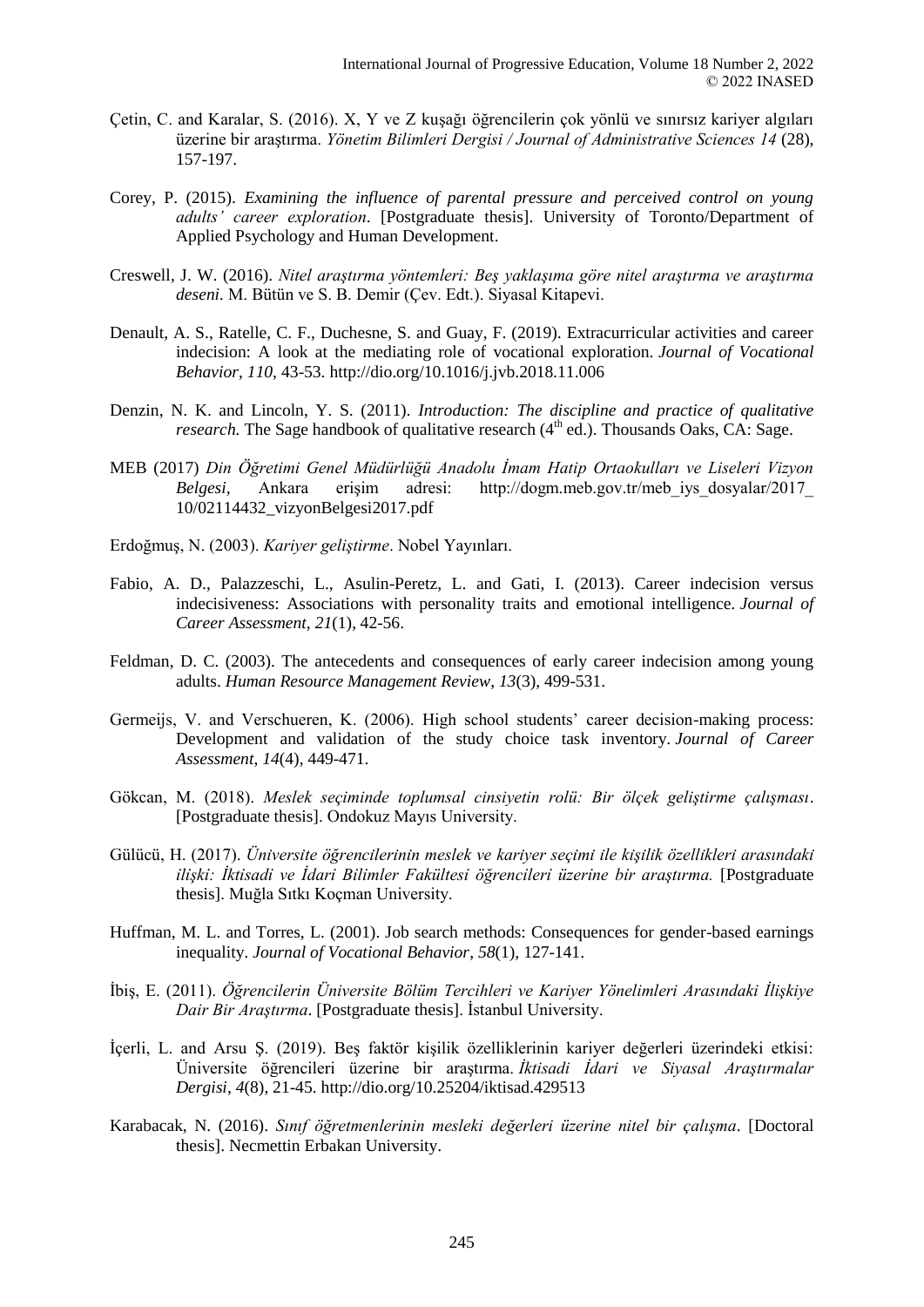Çetin, C. and Karalar, S. (2016). X, Y ve Z kuşağı öğrencilerin çok yönlü ve sınırsız kariyer algıları üzerine bir araştırma. *Yönetim Bilimleri Dergisi / Journal of Administrative Sciences 14* (28), 157-197.

Corey, P. (2015). *Examining the influence of parental pressure and perceived control on young adults' career exploration*. [Postgraduate thesis]. University of Toronto/Department of Applied Psychology and Human Development.

Creswell, J. W. (2016). *Nitel araştırma yöntemleri: Beş yaklaşıma göre nitel araştırma ve araştırma deseni.* M. Bütün ve S. B. Demir (Çev. Edt.). Siyasal Kitapevi.

Denault, A. S., Ratelle, C. F., Duchesne, S. and Guay, F. (2019). Extracurricular activities and career indecision: A look at the mediating role of vocational exploration. *Journal of Vocational Behavior*, *110*, 43-53. http://dio.org/10.1016/j.jvb.2018.11.006

Denzin, N. K. and Lincoln, Y. S. (2011). *Introduction: The discipline and practice of qualitative research.* The Sage handbook of qualitative research (4th ed.). Thousands Oaks, CA: Sage.

MEB (2017) *Din Öğretimi Genel Müdürlüğü Anadolu İmam Hatip Ortaokulları ve Liseleri Vizyon Belgesi*, Ankara erişim adresi: http://dogm.meb.gov.tr/meb_iys_dosyalar/2017_10/02114432_vizyonBelgesi2017.pdf

Erdoğmuş, N. (2003). *Kariyer geliştirme*. Nobel Yayınları.

Fabio, A. D., Palazzeschi, L., Asulin-Peretz, L. and Gati, I. (2013). Career indecision versus indecisiveness: Associations with personality traits and emotional intelligence. *Journal of Career Assessment*, *21*(1), 42-56.

Feldman, D. C. (2003). The antecedents and consequences of early career indecision among young adults. *Human Resource Management Review*, *13*(3), 499-531.

Germeijs, V. and Verschueren, K. (2006). High school students' career decision-making process: Development and validation of the study choice task inventory. *Journal of Career Assessment*, *14*(4), 449-471.

Gökcan, M. (2018). *Meslek seçiminde toplumsal cinsiyetin rolü: Bir ölçek geliştirme çalışması*. [Postgraduate thesis]. Ondokuz Mayıs University.

Gülücü, H. (2017). *Üniversite öğrencilerinin meslek ve kariyer seçimi ile kişilik özellikleri arasındaki ilişki: İktisadi ve İdari Bilimler Fakültesi öğrencileri üzerine bir araştırma.* [Postgraduate thesis]. Muğla Sıtkı Koçman University.

Huffman, M. L. and Torres, L. (2001). Job search methods: Consequences for gender-based earnings inequality. *Journal of Vocational Behavior*, *58*(1), 127-141.

İbiş, E. (2011). *Öğrencilerin Üniversite Bölüm Tercihleri ve Kariyer Yönelimleri Arasındaki İlişkiye Dair Bir Araştırma*. [Postgraduate thesis]. İstanbul University.

İçerli, L. and Arsu Ş. (2019). Beş faktör kişilik özelliklerinin kariyer değerleri üzerindeki etkisi: Üniversite öğrencileri üzerine bir araştırma. *İktisadi İdari ve Siyasal Araştırmalar Dergisi*, *4*(8), 21-45. http://dio.org/10.25204/iktisad.429513

Karabacak, N. (2016). *Sınıf öğretmenlerinin mesleki değerleri üzerine nitel bir çalışma*. [Doctoral thesis]. Necmettin Erbakan University.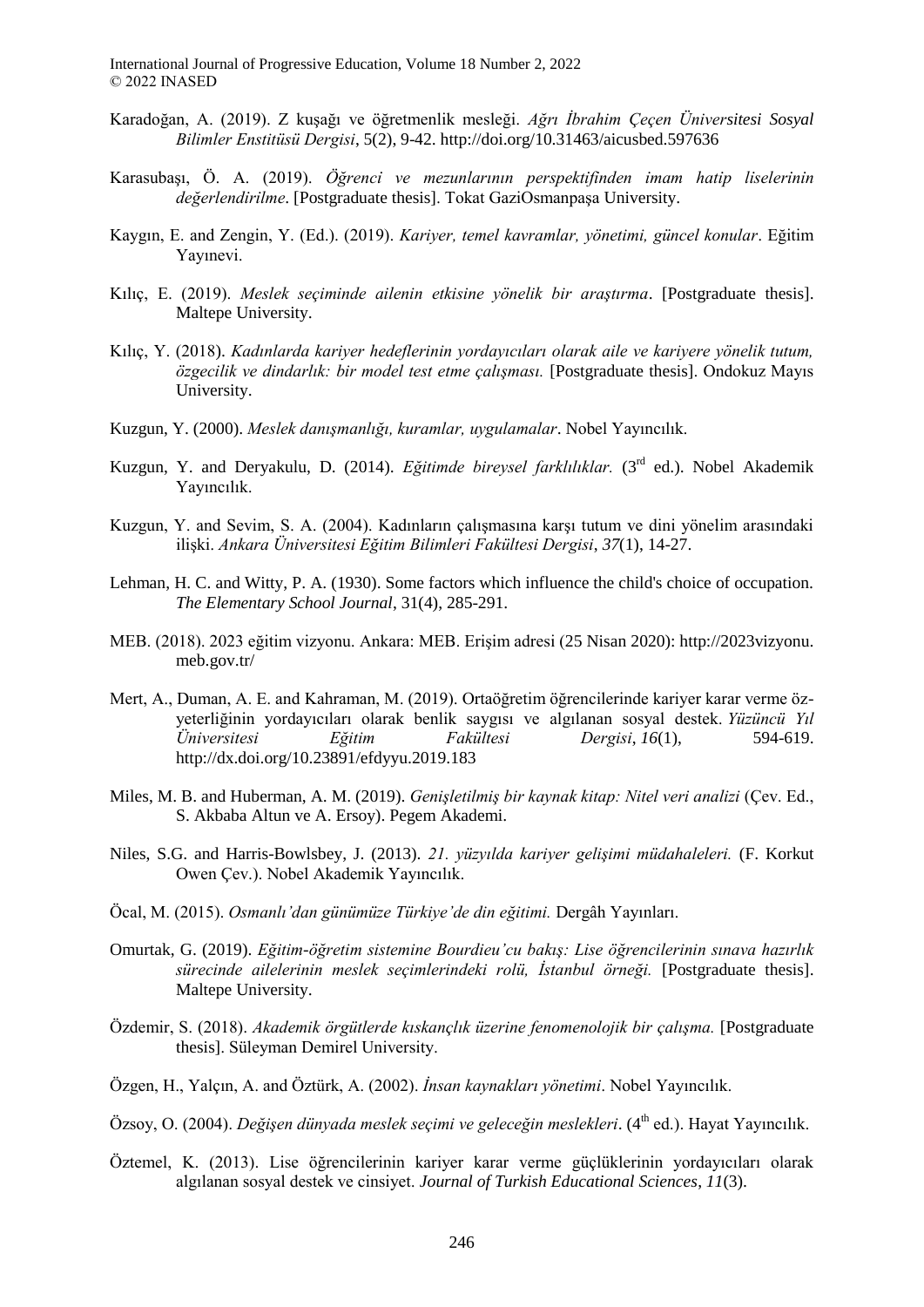Karadoğan, A. (2019). Z kuşağı ve öğretmenlik mesleği. *Ağrı İbrahim Çeçen Üniversitesi Sosyal Bilimler Enstitüsü Dergisi*, 5(2), 9-42. http://doi.org/10.31463/aicusbed.597636

Karasubaşı, Ö. A. (2019). *Öğrenci ve mezunlarının perspektifinden imam hatip liselerinin değerlendirilme*. [Postgraduate thesis]. Tokat GaziOsmanpaşa University.

Kaygın, E. and Zengin, Y. (Ed.). (2019). *Kariyer, temel kavramlar, yönetimi, güncel konular*. Eğitim Yayınevi.

Kılıç, E. (2019). *Meslek seçiminde ailenin etkisine yönelik bir araştırma*. [Postgraduate thesis]. Maltepe University.

Kılıç, Y. (2018). *Kadınlarda kariyer hedeflerinin yordayıcıları olarak aile ve kariyere yönelik tutum, özgecilik ve dindarlık: bir model test etme çalışması.* [Postgraduate thesis]. Ondokuz Mayıs University.

Kuzgun, Y. (2000). *Meslek danışmanlığı, kuramlar, uygulamalar*. Nobel Yayıncılık.

Kuzgun, Y. and Deryakulu, D. (2014). *Eğitimde bireysel farklılıklar.* (3rd ed.). Nobel Akademik Yayıncılık.

Kuzgun, Y. and Sevim, S. A. (2004). Kadınların çalışmasına karşı tutum ve dini yönelim arasındaki ilişki. *Ankara Üniversitesi Eğitim Bilimleri Fakültesi Dergisi*, *37*(1), 14-27.

Lehman, H. C. and Witty, P. A. (1930). Some factors which influence the child's choice of occupation. *The Elementary School Journal*, 31(4), 285-291.

MEB. (2018). 2023 eğitim vizyonu. Ankara: MEB. Erişim adresi (25 Nisan 2020): http://2023vizyonu.meb.gov.tr/

Mert, A., Duman, A. E. and Kahraman, M. (2019). Ortaöğretim öğrencilerinde kariyer karar verme öz-yeterliğinin yordayıcıları olarak benlik saygısı ve algılanan sosyal destek. *Yüzüncü Yıl Üniversitesi Eğitim Fakültesi Dergisi*, *16*(1), 594-619. http://dx.doi.org/10.23891/efdyyu.2019.183

Miles, M. B. and Huberman, A. M. (2019). *Genişletilmiş bir kaynak kitap: Nitel veri analizi* (Çev. Ed., S. Akbaba Altun ve A. Ersoy). Pegem Akademi.

Niles, S.G. and Harris-Bowlsbey, J. (2013). *21. yüzyılda kariyer gelişimi müdahaleleri.* (F. Korkut Owen Çev.). Nobel Akademik Yayıncılık.

Öcal, M. (2015). *Osmanlı'dan günümüze Türkiye'de din eğitimi.* Dergâh Yayınları.

Omurtak, G. (2019). *Eğitim-öğretim sistemine Bourdieu'cu bakış: Lise öğrencilerinin sınava hazırlık sürecinde ailelerinin meslek seçimlerindeki rolü, İstanbul örneği.* [Postgraduate thesis]. Maltepe University.

Özdemir, S. (2018). *Akademik örgütlerde kıskançlık üzerine fenomenolojik bir çalışma.* [Postgraduate thesis]. Süleyman Demirel University.

Özgen, H., Yalçın, A. and Öztürk, A. (2002). *İnsan kaynakları yönetimi*. Nobel Yayıncılık.

Özsoy, O. (2004). *Değişen dünyada meslek seçimi ve geleceğin meslekleri*. (4th ed.). Hayat Yayıncılık.

Öztemel, K. (2013). Lise öğrencilerinin kariyer karar verme güçlüklerinin yordayıcıları olarak algılanan sosyal destek ve cinsiyet. *Journal of Turkish Educational Sciences*, *11*(3).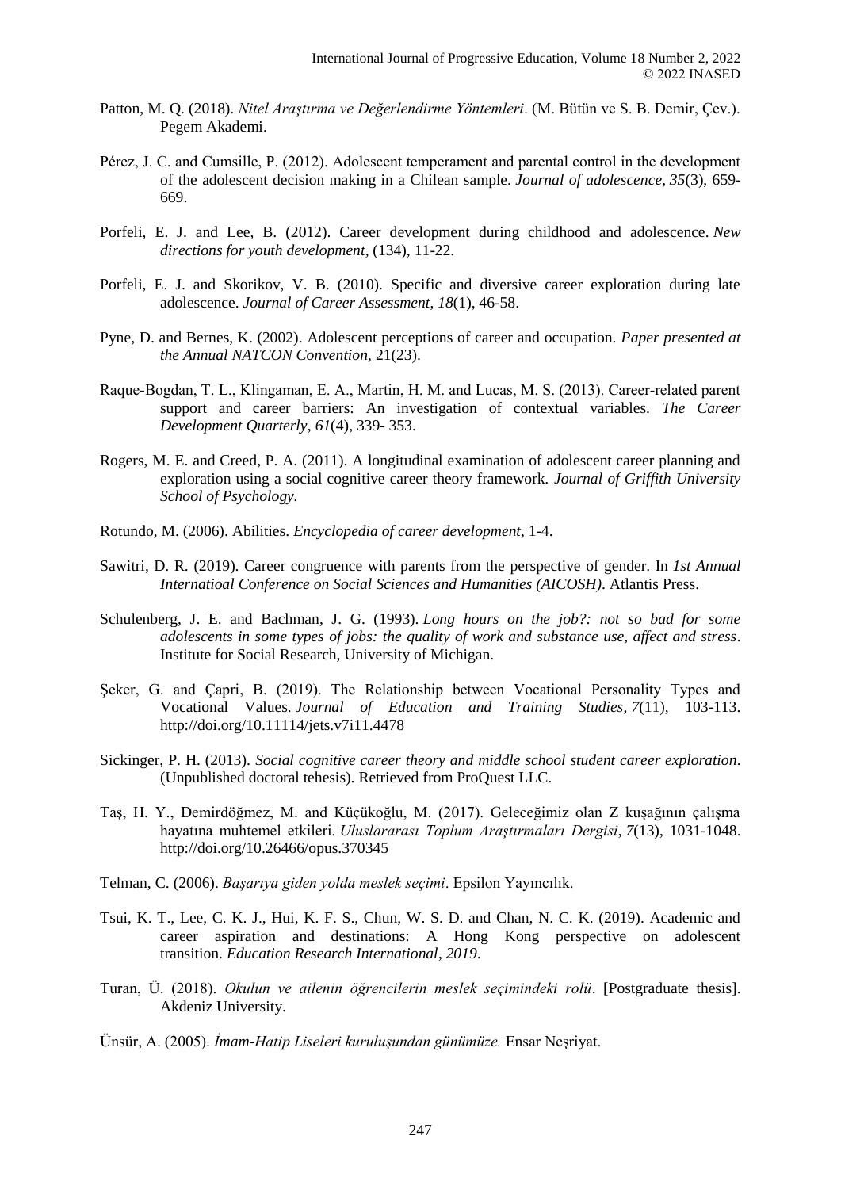Patton, M. Q. (2018). *Nitel Araştırma ve Değerlendirme Yöntemleri*. (M. Bütün ve S. B. Demir, Çev.). Pegem Akademi.

Pérez, J. C. and Cumsille, P. (2012). Adolescent temperament and parental control in the development of the adolescent decision making in a Chilean sample. *Journal of adolescence*, *35*(3), 659-669.

Porfeli, E. J. and Lee, B. (2012). Career development during childhood and adolescence. *New directions for youth development*, (134), 11-22.

Porfeli, E. J. and Skorikov, V. B. (2010). Specific and diversive career exploration during late adolescence. *Journal of Career Assessment*, *18*(1), 46-58.

Pyne, D. and Bernes, K. (2002). Adolescent perceptions of career and occupation. *Paper presented at the Annual NATCON Convention*, 21(23).

Raque-Bogdan, T. L., Klingaman, E. A., Martin, H. M. and Lucas, M. S. (2013). Career-related parent support and career barriers: An investigation of contextual variables. *The Career Development Quarterly*, *61*(4), 339- 353.

Rogers, M. E. and Creed, P. A. (2011). A longitudinal examination of adolescent career planning and exploration using a social cognitive career theory framework. *Journal of Griffith University School of Psychology.*

Rotundo, M. (2006). Abilities. *Encyclopedia of career development*, 1-4.

Sawitri, D. R. (2019). Career congruence with parents from the perspective of gender. In *1st Annual Internatioal Conference on Social Sciences and Humanities (AICOSH)*. Atlantis Press.

Schulenberg, J. E. and Bachman, J. G. (1993). *Long hours on the job?: not so bad for some adolescents in some types of jobs: the quality of work and substance use, affect and stress*. Institute for Social Research, University of Michigan.

Şeker, G. and Çapri, B. (2019). The Relationship between Vocational Personality Types and Vocational Values. *Journal of Education and Training Studies*, *7*(11), 103-113. http://doi.org/10.11114/jets.v7i11.4478

Sickinger, P. H. (2013). *Social cognitive career theory and middle school student career exploration*. (Unpublished doctoral tehesis). Retrieved from ProQuest LLC.

Taş, H. Y., Demirdöğmez, M. and Küçükoğlu, M. (2017). Geleceğimiz olan Z kuşağının çalışma hayatına muhtemel etkileri. *Uluslararası Toplum Araştırmaları Dergisi*, *7*(13), 1031-1048. http://doi.org/10.26466/opus.370345

Telman, C. (2006). *Başarıya giden yolda meslek seçimi*. Epsilon Yayıncılık.

Tsui, K. T., Lee, C. K. J., Hui, K. F. S., Chun, W. S. D. and Chan, N. C. K. (2019). Academic and career aspiration and destinations: A Hong Kong perspective on adolescent transition. *Education Research International*, *2019*.

Turan, Ü. (2018). *Okulun ve ailenin öğrencilerin meslek seçimindeki rolü*. [Postgraduate thesis]. Akdeniz University.

Ünsür, A. (2005). *İmam-Hatip Liseleri kuruluşundan günümüze.* Ensar Neşriyat.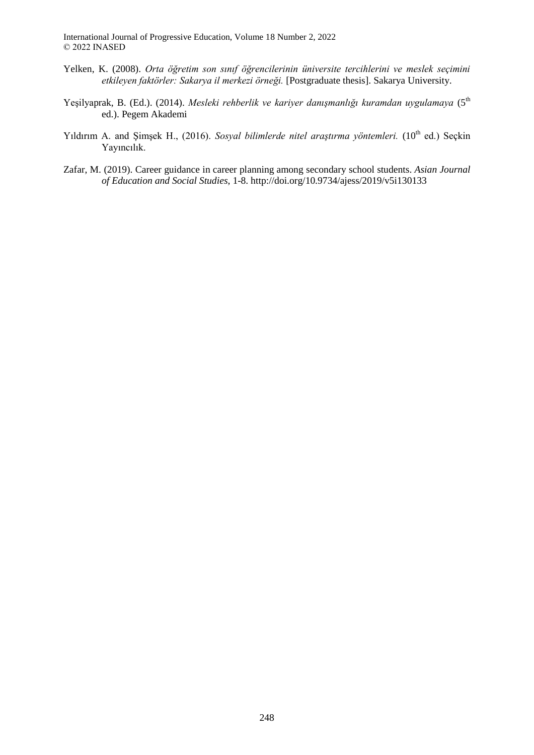Yelken, K. (2008). *Orta öğretim son sınıf öğrencilerinin üniversite tercihlerini ve meslek seçimini etkileyen faktörler: Sakarya il merkezi örneği.* [Postgraduate thesis]. Sakarya University.

Yeşilyaprak, B. (Ed.). (2014). *Mesleki rehberlik ve kariyer danışmanlığı kuramdan uygulamaya* (5th ed.). Pegem Akademi

Yıldırım A. and Şimşek H., (2016). *Sosyal bilimlerde nitel araştırma yöntemleri.* (10th ed.) Seçkin Yayıncılık.

Zafar, M. (2019). Career guidance in career planning among secondary school students. *Asian Journal of Education and Social Studies*, 1-8. http://doi.org/10.9734/ajess/2019/v5i130133